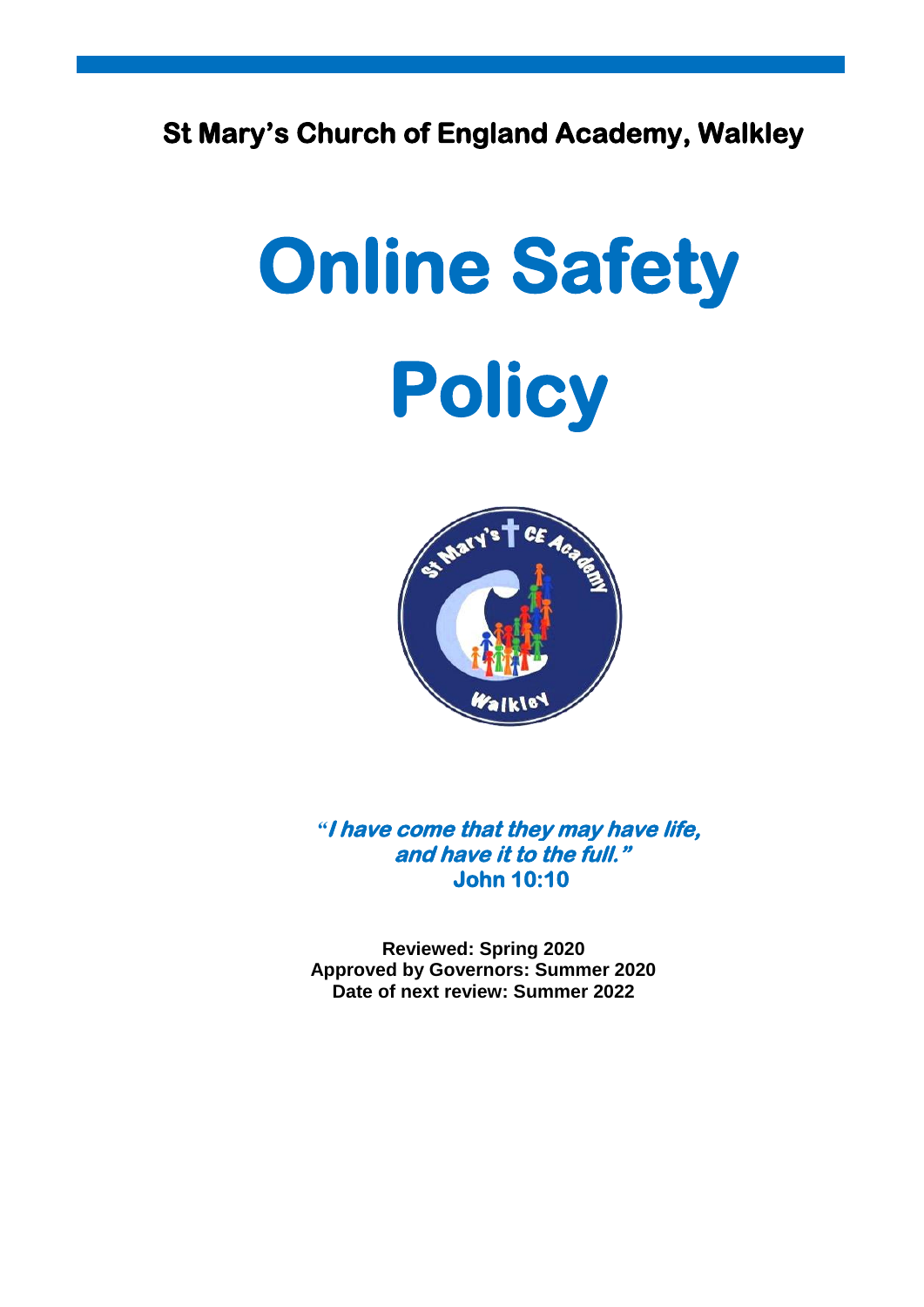**St Mary's Church of England Academy, Walkley**

# Online Safety Policy

***"I have come that they may have life, and have it to the full."***
**John 10:10**

**Reviewed: Spring 2020**
**Approved by Governors: Summer 2020**
**Date of next review: Summer 2022**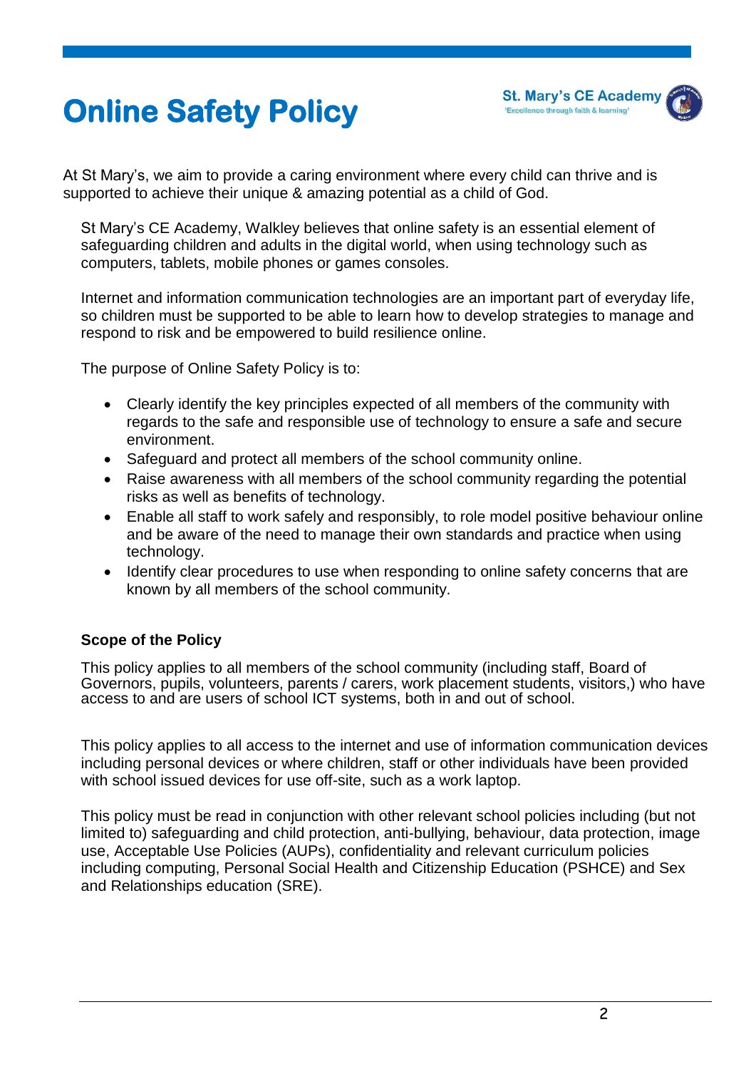# Online Safety Policy

St. Mary's CE Academy
'Excellence through faith & learning'

At St Mary's, we aim to provide a caring environment where every child can thrive and is supported to achieve their unique & amazing potential as a child of God.

St Mary's CE Academy, Walkley believes that online safety is an essential element of safeguarding children and adults in the digital world, when using technology such as computers, tablets, mobile phones or games consoles.

Internet and information communication technologies are an important part of everyday life, so children must be supported to be able to learn how to develop strategies to manage and respond to risk and be empowered to build resilience online.

The purpose of Online Safety Policy is to:

- Clearly identify the key principles expected of all members of the community with regards to the safe and responsible use of technology to ensure a safe and secure environment.
- Safeguard and protect all members of the school community online.
- Raise awareness with all members of the school community regarding the potential risks as well as benefits of technology.
- Enable all staff to work safely and responsibly, to role model positive behaviour online and be aware of the need to manage their own standards and practice when using technology.
- Identify clear procedures to use when responding to online safety concerns that are known by all members of the school community.

**Scope of the Policy**

This policy applies to all members of the school community (including staff, Board of Governors, pupils, volunteers, parents / carers, work placement students, visitors,) who have access to and are users of school ICT systems, both in and out of school.

This policy applies to all access to the internet and use of information communication devices including personal devices or where children, staff or other individuals have been provided with school issued devices for use off-site, such as a work laptop.

This policy must be read in conjunction with other relevant school policies including (but not limited to) safeguarding and child protection, anti-bullying, behaviour, data protection, image use, Acceptable Use Policies (AUPs), confidentiality and relevant curriculum policies including computing, Personal Social Health and Citizenship Education (PSHCE) and Sex and Relationships education (SRE).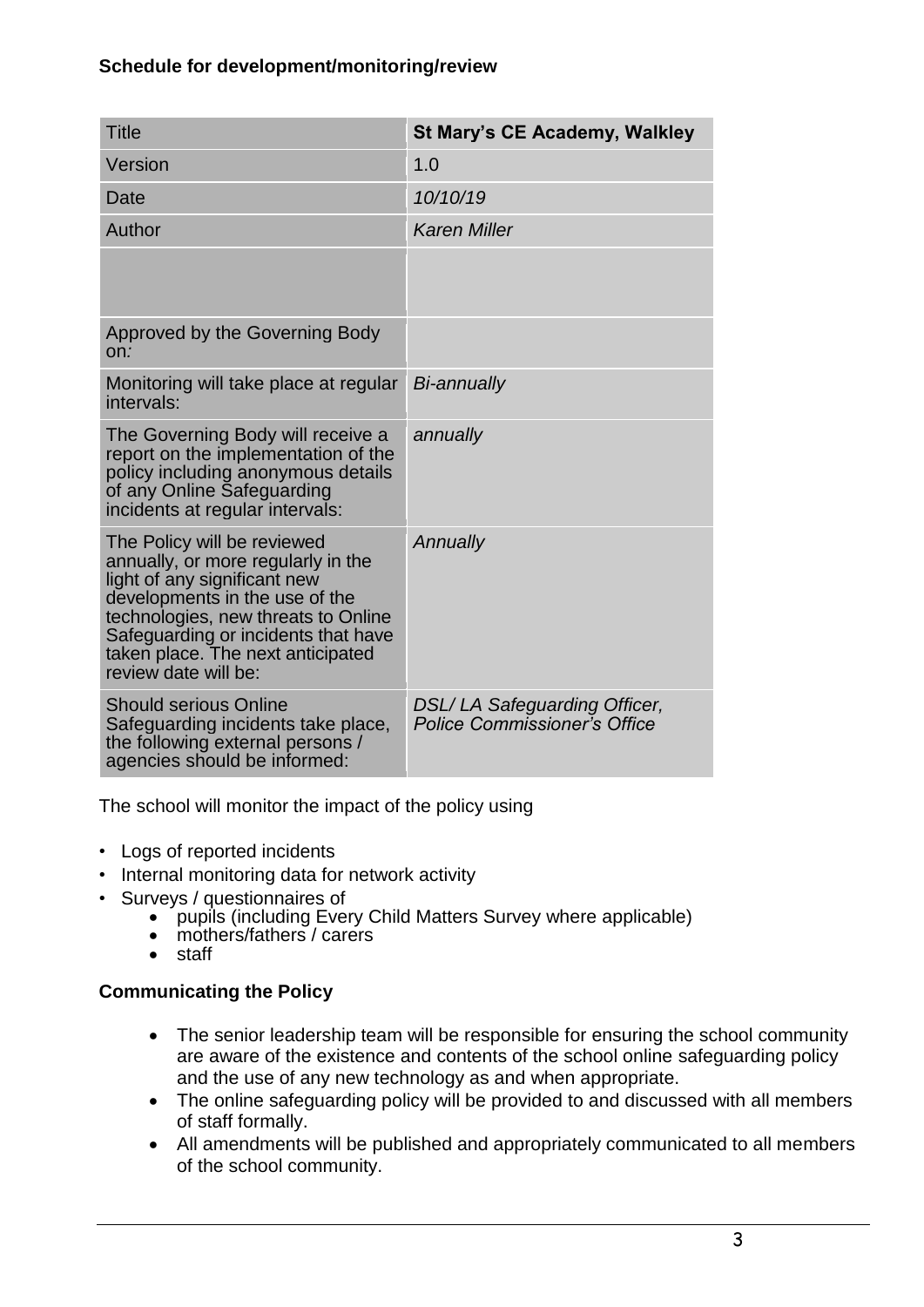**Schedule for development/monitoring/review**

| Title | **St Mary's CE Academy, Walkley** |
|---|---|
| Version | 1.0 |
| Date | *10/10/19* |
| Author | *Karen Miller* |
| | |
| Approved by the Governing Body on: | |
| Monitoring will take place at regular intervals: | *Bi-annually* |
| The Governing Body will receive a report on the implementation of the policy including anonymous details of any Online Safeguarding incidents at regular intervals: | *annually* |
| The Policy will be reviewed annually, or more regularly in the light of any significant new developments in the use of the technologies, new threats to Online Safeguarding or incidents that have taken place. The next anticipated review date will be: | *Annually* |
| Should serious Online Safeguarding incidents take place, the following external persons / agencies should be informed: | *DSL/ LA Safeguarding Officer, Police Commissioner's Office* |

The school will monitor the impact of the policy using

- Logs of reported incidents
- Internal monitoring data for network activity
- Surveys / questionnaires of
    - pupils (including Every Child Matters Survey where applicable)
    - mothers/fathers / carers
    - staff

**Communicating the Policy**

- The senior leadership team will be responsible for ensuring the school community are aware of the existence and contents of the school online safeguarding policy and the use of any new technology as and when appropriate.
- The online safeguarding policy will be provided to and discussed with all members of staff formally.
- All amendments will be published and appropriately communicated to all members of the school community.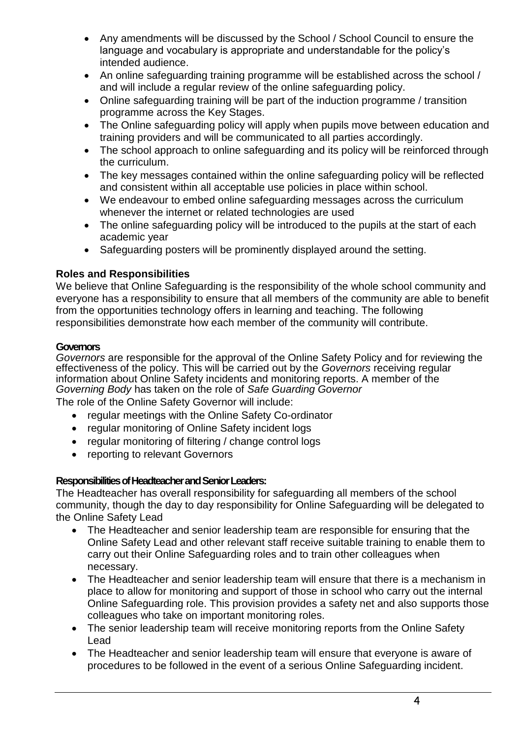- Any amendments will be discussed by the School / School Council to ensure the language and vocabulary is appropriate and understandable for the policy's intended audience.
- An online safeguarding training programme will be established across the school / and will include a regular review of the online safeguarding policy.
- Online safeguarding training will be part of the induction programme / transition programme across the Key Stages.
- The Online safeguarding policy will apply when pupils move between education and training providers and will be communicated to all parties accordingly.
- The school approach to online safeguarding and its policy will be reinforced through the curriculum.
- The key messages contained within the online safeguarding policy will be reflected and consistent within all acceptable use policies in place within school.
- We endeavour to embed online safeguarding messages across the curriculum whenever the internet or related technologies are used
- The online safeguarding policy will be introduced to the pupils at the start of each academic year
- Safeguarding posters will be prominently displayed around the setting.

### Roles and Responsibilities

We believe that Online Safeguarding is the responsibility of the whole school community and everyone has a responsibility to ensure that all members of the community are able to benefit from the opportunities technology offers in learning and teaching. The following responsibilities demonstrate how each member of the community will contribute.

#### Governors

*Governors* are responsible for the approval of the Online Safety Policy and for reviewing the effectiveness of the policy. This will be carried out by the *Governors* receiving regular information about Online Safety incidents and monitoring reports. A member of the *Governing Body* has taken on the role of *Safe Guarding Governor*

The role of the Online Safety Governor will include:

- regular meetings with the Online Safety Co-ordinator
- regular monitoring of Online Safety incident logs
- regular monitoring of filtering / change control logs
- reporting to relevant Governors

#### Responsibilities of Headteacher and Senior Leaders:

The Headteacher has overall responsibility for safeguarding all members of the school community, though the day to day responsibility for Online Safeguarding will be delegated to the Online Safety Lead

- The Headteacher and senior leadership team are responsible for ensuring that the Online Safety Lead and other relevant staff receive suitable training to enable them to carry out their Online Safeguarding roles and to train other colleagues when necessary.
- The Headteacher and senior leadership team will ensure that there is a mechanism in place to allow for monitoring and support of those in school who carry out the internal Online Safeguarding role. This provision provides a safety net and also supports those colleagues who take on important monitoring roles.
- The senior leadership team will receive monitoring reports from the Online Safety Lead
- The Headteacher and senior leadership team will ensure that everyone is aware of procedures to be followed in the event of a serious Online Safeguarding incident.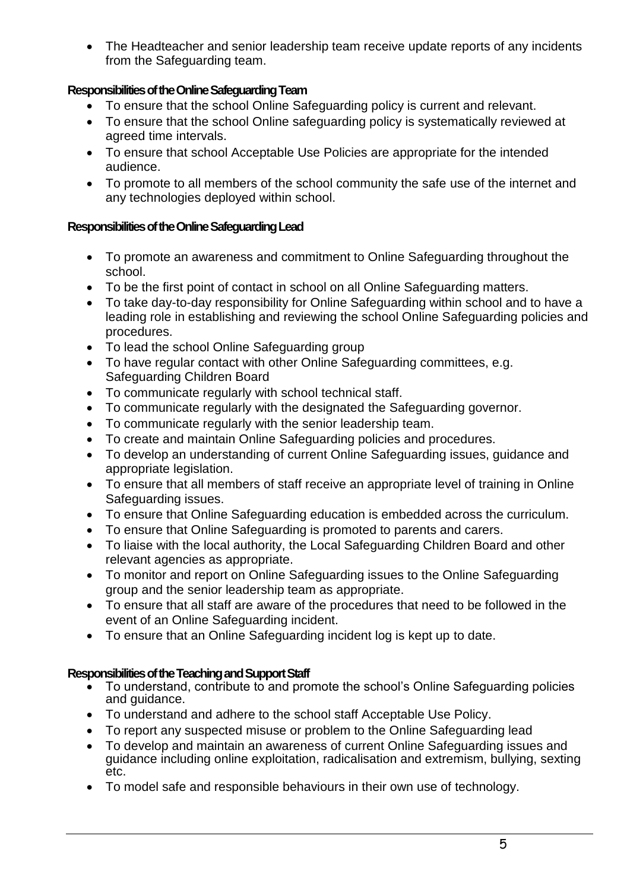- The Headteacher and senior leadership team receive update reports of any incidents from the Safeguarding team.

**Responsibilities of the Online Safeguarding Team**

- To ensure that the school Online Safeguarding policy is current and relevant.
- To ensure that the school Online safeguarding policy is systematically reviewed at agreed time intervals.
- To ensure that school Acceptable Use Policies are appropriate for the intended audience.
- To promote to all members of the school community the safe use of the internet and any technologies deployed within school.

**Responsibilities of the Online Safeguarding Lead**

- To promote an awareness and commitment to Online Safeguarding throughout the school.
- To be the first point of contact in school on all Online Safeguarding matters.
- To take day-to-day responsibility for Online Safeguarding within school and to have a leading role in establishing and reviewing the school Online Safeguarding policies and procedures.
- To lead the school Online Safeguarding group
- To have regular contact with other Online Safeguarding committees, e.g. Safeguarding Children Board
- To communicate regularly with school technical staff.
- To communicate regularly with the designated the Safeguarding governor.
- To communicate regularly with the senior leadership team.
- To create and maintain Online Safeguarding policies and procedures.
- To develop an understanding of current Online Safeguarding issues, guidance and appropriate legislation.
- To ensure that all members of staff receive an appropriate level of training in Online Safeguarding issues.
- To ensure that Online Safeguarding education is embedded across the curriculum.
- To ensure that Online Safeguarding is promoted to parents and carers.
- To liaise with the local authority, the Local Safeguarding Children Board and other relevant agencies as appropriate.
- To monitor and report on Online Safeguarding issues to the Online Safeguarding group and the senior leadership team as appropriate.
- To ensure that all staff are aware of the procedures that need to be followed in the event of an Online Safeguarding incident.
- To ensure that an Online Safeguarding incident log is kept up to date.

**Responsibilities of the Teaching and Support Staff**

- To understand, contribute to and promote the school's Online Safeguarding policies and guidance.
- To understand and adhere to the school staff Acceptable Use Policy.
- To report any suspected misuse or problem to the Online Safeguarding lead
- To develop and maintain an awareness of current Online Safeguarding issues and guidance including online exploitation, radicalisation and extremism, bullying, sexting etc.
- To model safe and responsible behaviours in their own use of technology.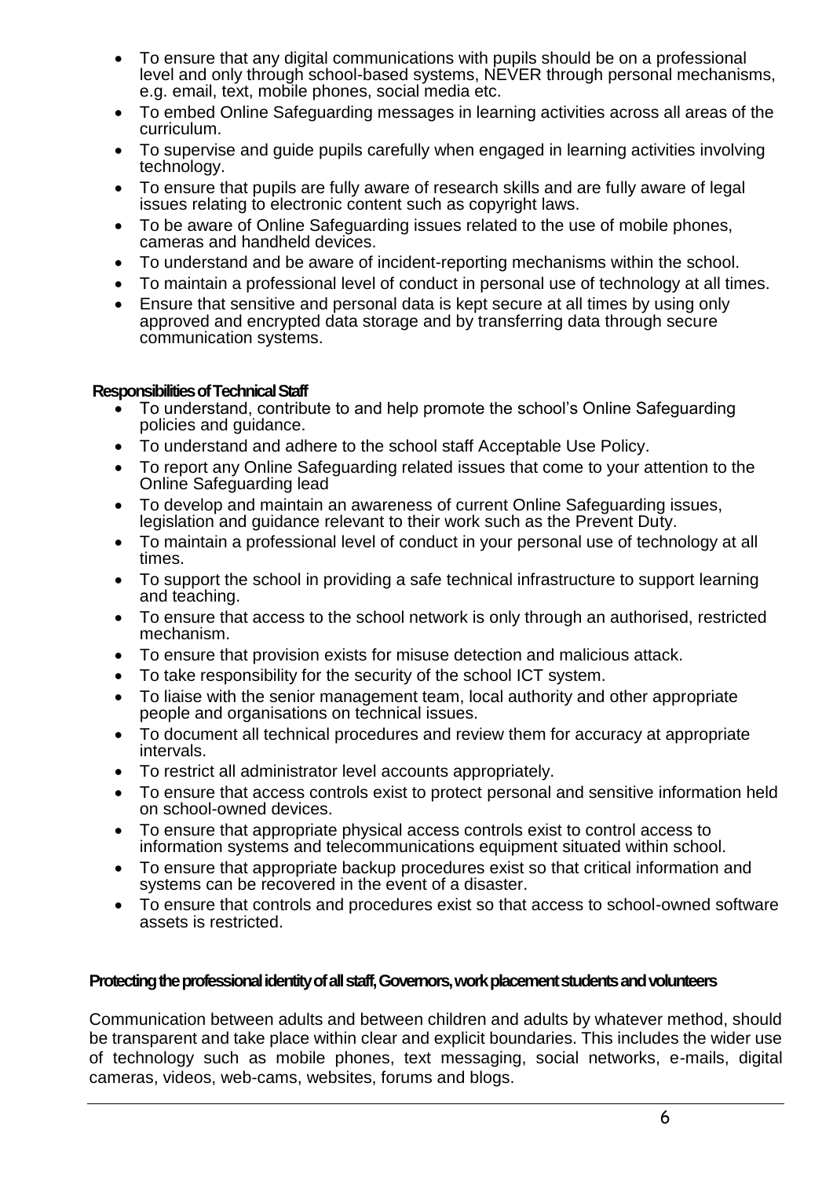- To ensure that any digital communications with pupils should be on a professional level and only through school-based systems, NEVER through personal mechanisms, e.g. email, text, mobile phones, social media etc.
- To embed Online Safeguarding messages in learning activities across all areas of the curriculum.
- To supervise and guide pupils carefully when engaged in learning activities involving technology.
- To ensure that pupils are fully aware of research skills and are fully aware of legal issues relating to electronic content such as copyright laws.
- To be aware of Online Safeguarding issues related to the use of mobile phones, cameras and handheld devices.
- To understand and be aware of incident-reporting mechanisms within the school.
- To maintain a professional level of conduct in personal use of technology at all times.
- Ensure that sensitive and personal data is kept secure at all times by using only approved and encrypted data storage and by transferring data through secure communication systems.

**Responsibilities of Technical Staff**

- To understand, contribute to and help promote the school's Online Safeguarding policies and guidance.
- To understand and adhere to the school staff Acceptable Use Policy.
- To report any Online Safeguarding related issues that come to your attention to the Online Safeguarding lead
- To develop and maintain an awareness of current Online Safeguarding issues, legislation and guidance relevant to their work such as the Prevent Duty.
- To maintain a professional level of conduct in your personal use of technology at all times.
- To support the school in providing a safe technical infrastructure to support learning and teaching.
- To ensure that access to the school network is only through an authorised, restricted mechanism.
- To ensure that provision exists for misuse detection and malicious attack.
- To take responsibility for the security of the school ICT system.
- To liaise with the senior management team, local authority and other appropriate people and organisations on technical issues.
- To document all technical procedures and review them for accuracy at appropriate intervals.
- To restrict all administrator level accounts appropriately.
- To ensure that access controls exist to protect personal and sensitive information held on school-owned devices.
- To ensure that appropriate physical access controls exist to control access to information systems and telecommunications equipment situated within school.
- To ensure that appropriate backup procedures exist so that critical information and systems can be recovered in the event of a disaster.
- To ensure that controls and procedures exist so that access to school-owned software assets is restricted.

**Protecting the professional identity of all staff, Governors, work placement students and volunteers**

Communication between adults and between children and adults by whatever method, should be transparent and take place within clear and explicit boundaries. This includes the wider use of technology such as mobile phones, text messaging, social networks, e-mails, digital cameras, videos, web-cams, websites, forums and blogs.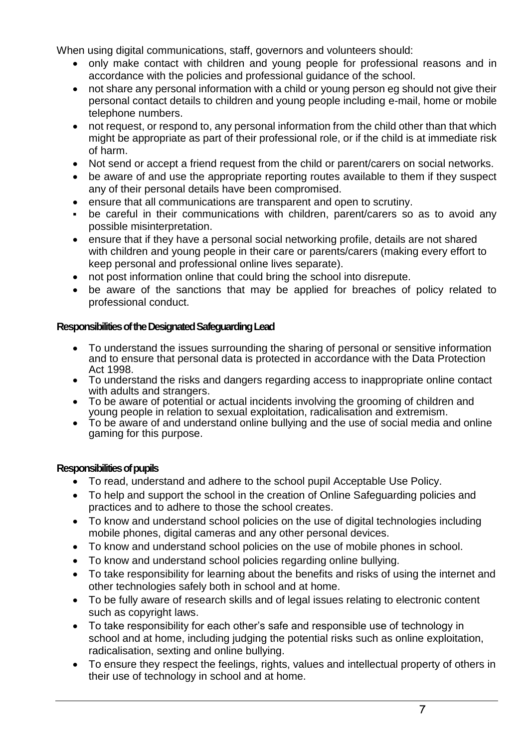When using digital communications, staff, governors and volunteers should:

- only make contact with children and young people for professional reasons and in accordance with the policies and professional guidance of the school.
- not share any personal information with a child or young person eg should not give their personal contact details to children and young people including e-mail, home or mobile telephone numbers.
- not request, or respond to, any personal information from the child other than that which might be appropriate as part of their professional role, or if the child is at immediate risk of harm.
- Not send or accept a friend request from the child or parent/carers on social networks.
- be aware of and use the appropriate reporting routes available to them if they suspect any of their personal details have been compromised.
- ensure that all communications are transparent and open to scrutiny.
- be careful in their communications with children, parent/carers so as to avoid any possible misinterpretation.
- ensure that if they have a personal social networking profile, details are not shared with children and young people in their care or parents/carers (making every effort to keep personal and professional online lives separate).
- not post information online that could bring the school into disrepute.
- be aware of the sanctions that may be applied for breaches of policy related to professional conduct.

**Responsibilities of the Designated Safeguarding Lead**

- To understand the issues surrounding the sharing of personal or sensitive information and to ensure that personal data is protected in accordance with the Data Protection Act 1998.
- To understand the risks and dangers regarding access to inappropriate online contact with adults and strangers.
- To be aware of potential or actual incidents involving the grooming of children and young people in relation to sexual exploitation, radicalisation and extremism.
- To be aware of and understand online bullying and the use of social media and online gaming for this purpose.

**Responsibilities of pupils**

- To read, understand and adhere to the school pupil Acceptable Use Policy.
- To help and support the school in the creation of Online Safeguarding policies and practices and to adhere to those the school creates.
- To know and understand school policies on the use of digital technologies including mobile phones, digital cameras and any other personal devices.
- To know and understand school policies on the use of mobile phones in school.
- To know and understand school policies regarding online bullying.
- To take responsibility for learning about the benefits and risks of using the internet and other technologies safely both in school and at home.
- To be fully aware of research skills and of legal issues relating to electronic content such as copyright laws.
- To take responsibility for each other's safe and responsible use of technology in school and at home, including judging the potential risks such as online exploitation, radicalisation, sexting and online bullying.
- To ensure they respect the feelings, rights, values and intellectual property of others in their use of technology in school and at home.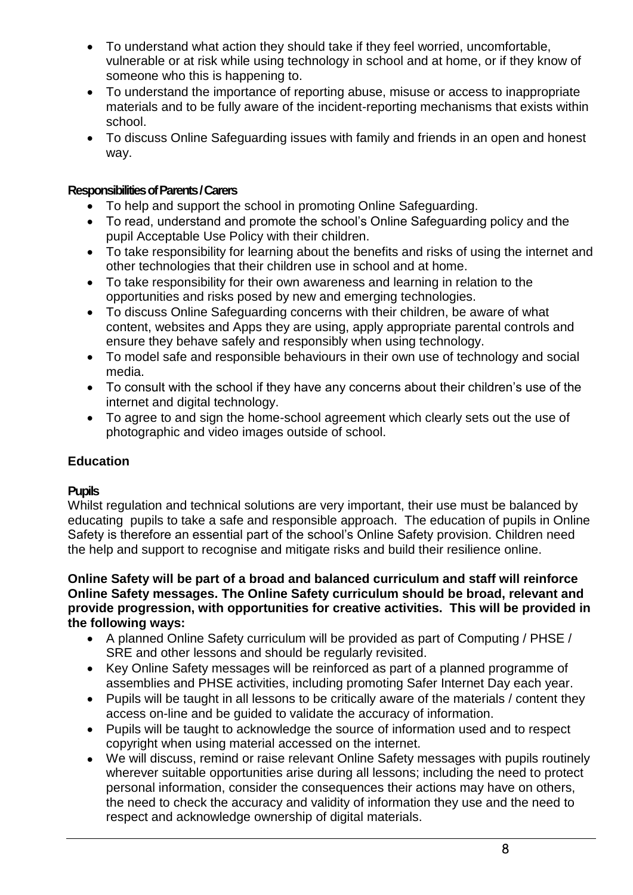- To understand what action they should take if they feel worried, uncomfortable, vulnerable or at risk while using technology in school and at home, or if they know of someone who this is happening to.
- To understand the importance of reporting abuse, misuse or access to inappropriate materials and to be fully aware of the incident-reporting mechanisms that exists within school.
- To discuss Online Safeguarding issues with family and friends in an open and honest way.

**Responsibilities of Parents / Carers**

- To help and support the school in promoting Online Safeguarding.
- To read, understand and promote the school's Online Safeguarding policy and the pupil Acceptable Use Policy with their children.
- To take responsibility for learning about the benefits and risks of using the internet and other technologies that their children use in school and at home.
- To take responsibility for their own awareness and learning in relation to the opportunities and risks posed by new and emerging technologies.
- To discuss Online Safeguarding concerns with their children, be aware of what content, websites and Apps they are using, apply appropriate parental controls and ensure they behave safely and responsibly when using technology.
- To model safe and responsible behaviours in their own use of technology and social media.
- To consult with the school if they have any concerns about their children's use of the internet and digital technology.
- To agree to and sign the home-school agreement which clearly sets out the use of photographic and video images outside of school.

## Education

**Pupils**

Whilst regulation and technical solutions are very important, their use must be balanced by educating pupils to take a safe and responsible approach. The education of pupils in Online Safety is therefore an essential part of the school's Online Safety provision. Children need the help and support to recognise and mitigate risks and build their resilience online.

**Online Safety will be part of a broad and balanced curriculum and staff will reinforce Online Safety messages. The Online Safety curriculum should be broad, relevant and provide progression, with opportunities for creative activities. This will be provided in the following ways:**

- A planned Online Safety curriculum will be provided as part of Computing / PHSE / SRE and other lessons and should be regularly revisited.
- Key Online Safety messages will be reinforced as part of a planned programme of assemblies and PHSE activities, including promoting Safer Internet Day each year.
- Pupils will be taught in all lessons to be critically aware of the materials / content they access on-line and be guided to validate the accuracy of information.
- Pupils will be taught to acknowledge the source of information used and to respect copyright when using material accessed on the internet.
- We will discuss, remind or raise relevant Online Safety messages with pupils routinely wherever suitable opportunities arise during all lessons; including the need to protect personal information, consider the consequences their actions may have on others, the need to check the accuracy and validity of information they use and the need to respect and acknowledge ownership of digital materials.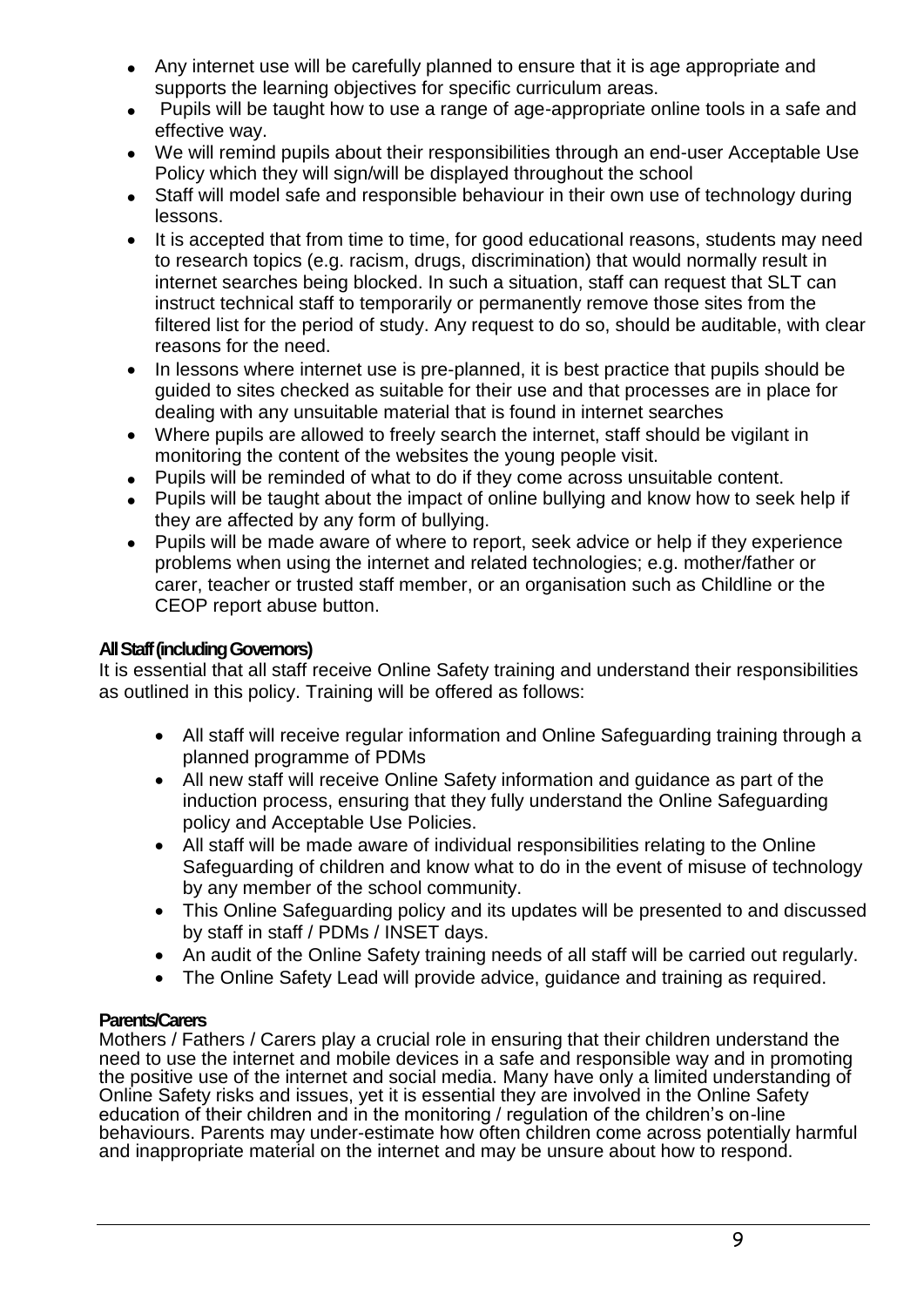- Any internet use will be carefully planned to ensure that it is age appropriate and supports the learning objectives for specific curriculum areas.
- Pupils will be taught how to use a range of age-appropriate online tools in a safe and effective way.
- We will remind pupils about their responsibilities through an end-user Acceptable Use Policy which they will sign/will be displayed throughout the school
- Staff will model safe and responsible behaviour in their own use of technology during lessons.
- It is accepted that from time to time, for good educational reasons, students may need to research topics (e.g. racism, drugs, discrimination) that would normally result in internet searches being blocked. In such a situation, staff can request that SLT can instruct technical staff to temporarily or permanently remove those sites from the filtered list for the period of study. Any request to do so, should be auditable, with clear reasons for the need.
- In lessons where internet use is pre-planned, it is best practice that pupils should be guided to sites checked as suitable for their use and that processes are in place for dealing with any unsuitable material that is found in internet searches
- Where pupils are allowed to freely search the internet, staff should be vigilant in monitoring the content of the websites the young people visit.
- Pupils will be reminded of what to do if they come across unsuitable content.
- Pupils will be taught about the impact of online bullying and know how to seek help if they are affected by any form of bullying.
- Pupils will be made aware of where to report, seek advice or help if they experience problems when using the internet and related technologies; e.g. mother/father or carer, teacher or trusted staff member, or an organisation such as Childline or the CEOP report abuse button.

**All Staff (including Governors)**

It is essential that all staff receive Online Safety training and understand their responsibilities as outlined in this policy. Training will be offered as follows:

- All staff will receive regular information and Online Safeguarding training through a planned programme of PDMs
- All new staff will receive Online Safety information and guidance as part of the induction process, ensuring that they fully understand the Online Safeguarding policy and Acceptable Use Policies.
- All staff will be made aware of individual responsibilities relating to the Online Safeguarding of children and know what to do in the event of misuse of technology by any member of the school community.
- This Online Safeguarding policy and its updates will be presented to and discussed by staff in staff / PDMs / INSET days.
- An audit of the Online Safety training needs of all staff will be carried out regularly.
- The Online Safety Lead will provide advice, guidance and training as required.

**Parents/Carers**

Mothers / Fathers / Carers play a crucial role in ensuring that their children understand the need to use the internet and mobile devices in a safe and responsible way and in promoting the positive use of the internet and social media. Many have only a limited understanding of Online Safety risks and issues, yet it is essential they are involved in the Online Safety education of their children and in the monitoring / regulation of the children's on-line behaviours. Parents may under-estimate how often children come across potentially harmful and inappropriate material on the internet and may be unsure about how to respond.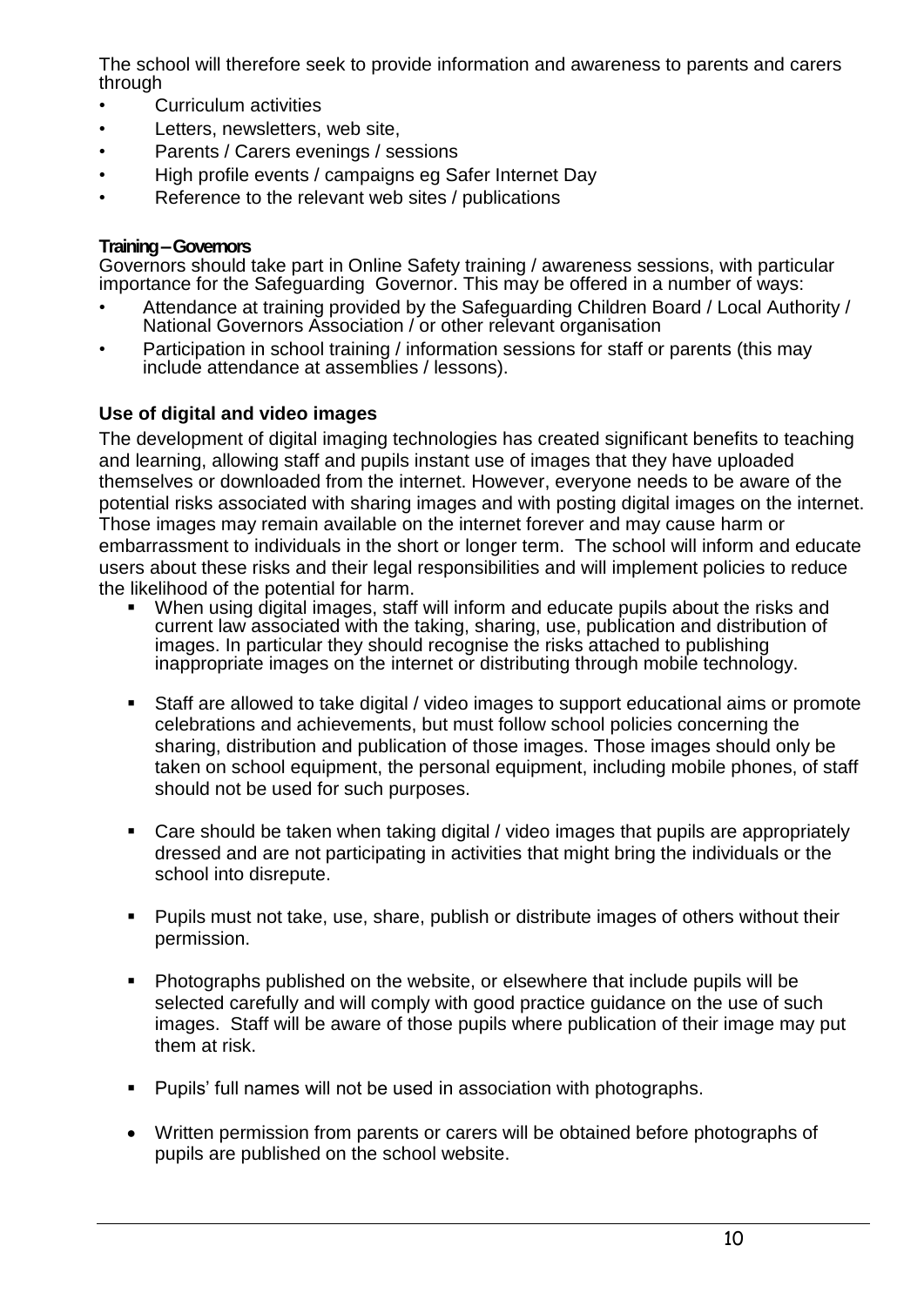The school will therefore seek to provide information and awareness to parents and carers through

- Curriculum activities
- Letters, newsletters, web site,
- Parents / Carers evenings / sessions
- High profile events / campaigns eg Safer Internet Day
- Reference to the relevant web sites / publications

**Training – Governors**

Governors should take part in Online Safety training / awareness sessions, with particular importance for the Safeguarding Governor. This may be offered in a number of ways:

- Attendance at training provided by the Safeguarding Children Board / Local Authority / National Governors Association / or other relevant organisation
- Participation in school training / information sessions for staff or parents (this may include attendance at assemblies / lessons).

### Use of digital and video images

The development of digital imaging technologies has created significant benefits to teaching and learning, allowing staff and pupils instant use of images that they have uploaded themselves or downloaded from the internet. However, everyone needs to be aware of the potential risks associated with sharing images and with posting digital images on the internet. Those images may remain available on the internet forever and may cause harm or embarrassment to individuals in the short or longer term. The school will inform and educate users about these risks and their legal responsibilities and will implement policies to reduce the likelihood of the potential for harm.

- When using digital images, staff will inform and educate pupils about the risks and current law associated with the taking, sharing, use, publication and distribution of images. In particular they should recognise the risks attached to publishing inappropriate images on the internet or distributing through mobile technology.
- Staff are allowed to take digital / video images to support educational aims or promote celebrations and achievements, but must follow school policies concerning the sharing, distribution and publication of those images. Those images should only be taken on school equipment, the personal equipment, including mobile phones, of staff should not be used for such purposes.
- Care should be taken when taking digital / video images that pupils are appropriately dressed and are not participating in activities that might bring the individuals or the school into disrepute.
- Pupils must not take, use, share, publish or distribute images of others without their permission.
- Photographs published on the website, or elsewhere that include pupils will be selected carefully and will comply with good practice guidance on the use of such images. Staff will be aware of those pupils where publication of their image may put them at risk.
- Pupils' full names will not be used in association with photographs.
- Written permission from parents or carers will be obtained before photographs of pupils are published on the school website.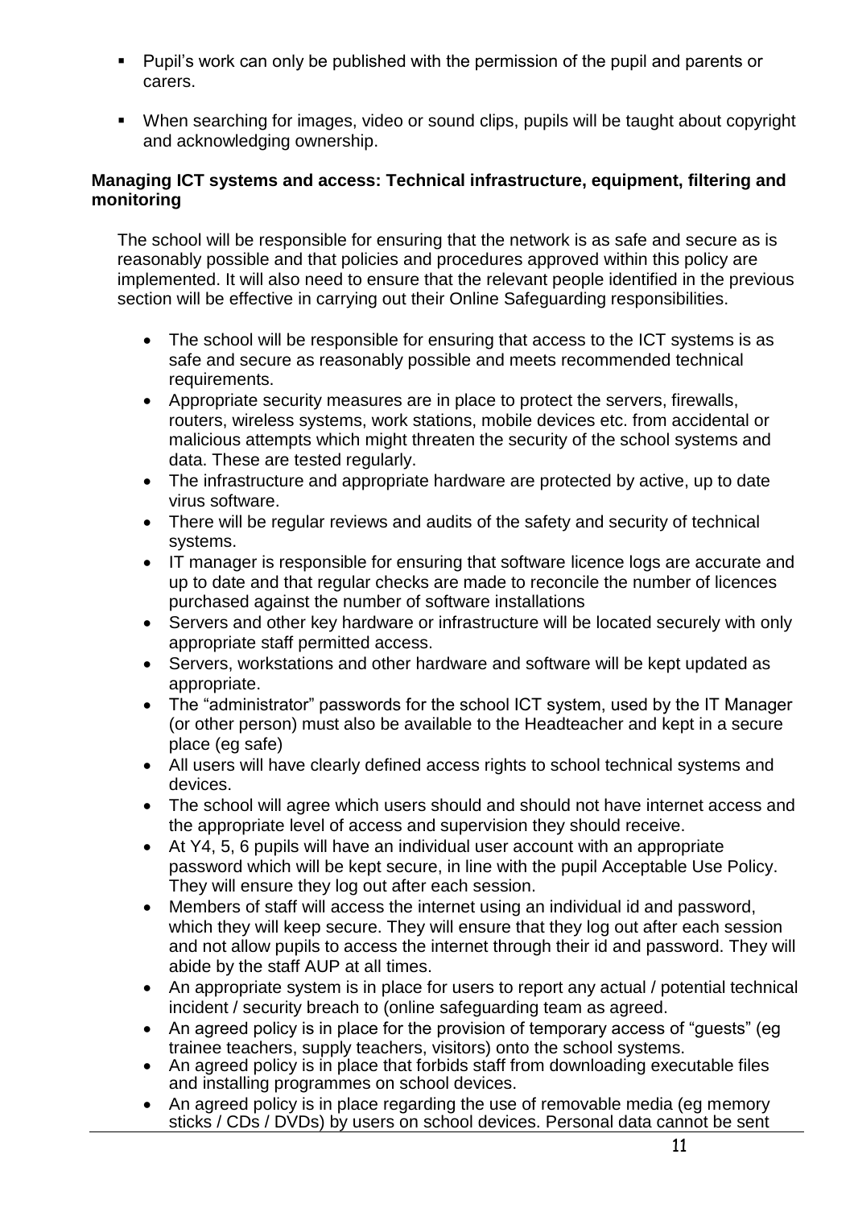- Pupil's work can only be published with the permission of the pupil and parents or carers.

- When searching for images, video or sound clips, pupils will be taught about copyright and acknowledging ownership.

**Managing ICT systems and access: Technical infrastructure, equipment, filtering and monitoring**

The school will be responsible for ensuring that the network is as safe and secure as is reasonably possible and that policies and procedures approved within this policy are implemented. It will also need to ensure that the relevant people identified in the previous section will be effective in carrying out their Online Safeguarding responsibilities.

- The school will be responsible for ensuring that access to the ICT systems is as safe and secure as reasonably possible and meets recommended technical requirements.
- Appropriate security measures are in place to protect the servers, firewalls, routers, wireless systems, work stations, mobile devices etc. from accidental or malicious attempts which might threaten the security of the school systems and data. These are tested regularly.
- The infrastructure and appropriate hardware are protected by active, up to date virus software.
- There will be regular reviews and audits of the safety and security of technical systems.
- IT manager is responsible for ensuring that software licence logs are accurate and up to date and that regular checks are made to reconcile the number of licences purchased against the number of software installations
- Servers and other key hardware or infrastructure will be located securely with only appropriate staff permitted access.
- Servers, workstations and other hardware and software will be kept updated as appropriate.
- The "administrator" passwords for the school ICT system, used by the IT Manager (or other person) must also be available to the Headteacher and kept in a secure place (eg safe)
- All users will have clearly defined access rights to school technical systems and devices.
- The school will agree which users should and should not have internet access and the appropriate level of access and supervision they should receive.
- At Y4, 5, 6 pupils will have an individual user account with an appropriate password which will be kept secure, in line with the pupil Acceptable Use Policy. They will ensure they log out after each session.
- Members of staff will access the internet using an individual id and password, which they will keep secure. They will ensure that they log out after each session and not allow pupils to access the internet through their id and password. They will abide by the staff AUP at all times.
- An appropriate system is in place for users to report any actual / potential technical incident / security breach to (online safeguarding team as agreed.
- An agreed policy is in place for the provision of temporary access of "guests" (eg trainee teachers, supply teachers, visitors) onto the school systems.
- An agreed policy is in place that forbids staff from downloading executable files and installing programmes on school devices.
- An agreed policy is in place regarding the use of removable media (eg memory sticks / CDs / DVDs) by users on school devices. Personal data cannot be sent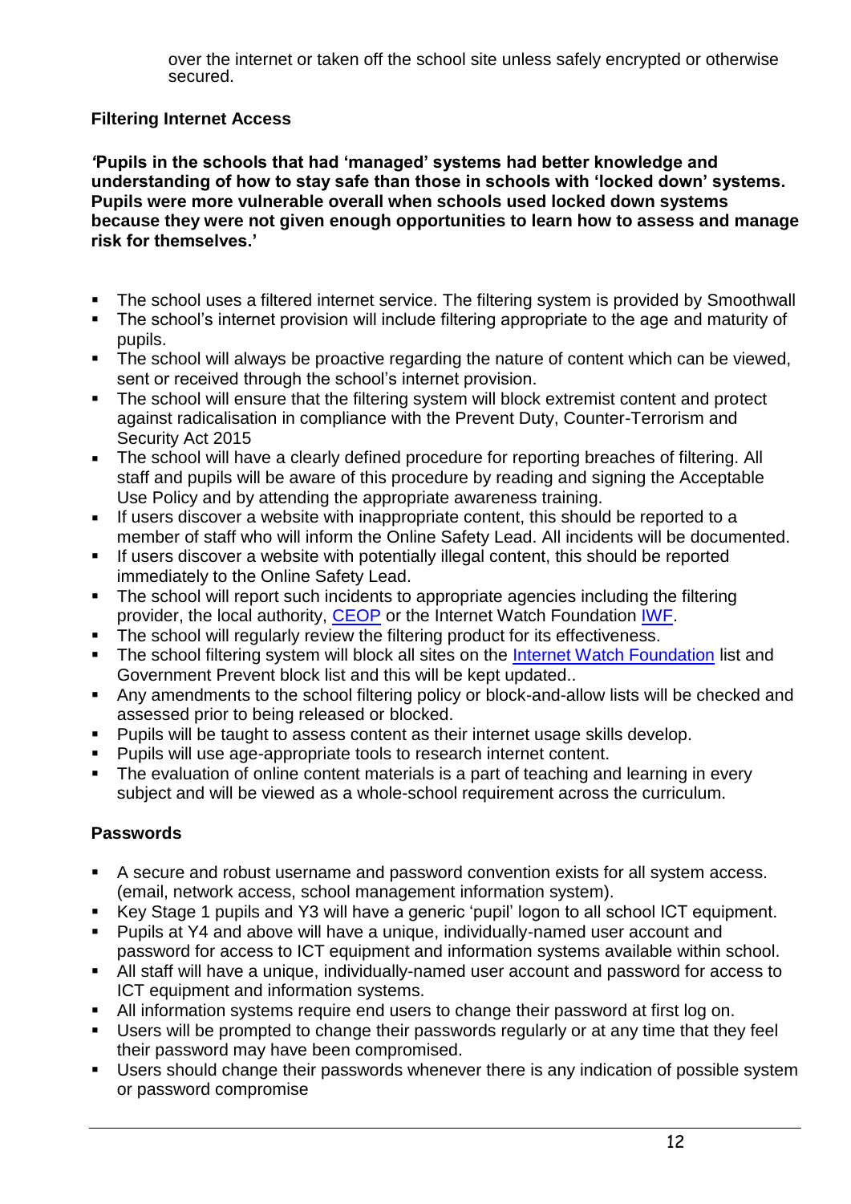over the internet or taken off the school site unless safely encrypted or otherwise secured.

**Filtering Internet Access**

***'*Pupils in the schools that had 'managed' systems had better knowledge and understanding of how to stay safe than those in schools with 'locked down' systems. Pupils were more vulnerable overall when schools used locked down systems because they were not given enough opportunities to learn how to assess and manage risk for themselves.'**

- The school uses a filtered internet service. The filtering system is provided by Smoothwall
- The school's internet provision will include filtering appropriate to the age and maturity of pupils.
- The school will always be proactive regarding the nature of content which can be viewed, sent or received through the school's internet provision.
- The school will ensure that the filtering system will block extremist content and protect against radicalisation in compliance with the Prevent Duty, Counter-Terrorism and Security Act 2015
- The school will have a clearly defined procedure for reporting breaches of filtering. All staff and pupils will be aware of this procedure by reading and signing the Acceptable Use Policy and by attending the appropriate awareness training.
- If users discover a website with inappropriate content, this should be reported to a member of staff who will inform the Online Safety Lead. All incidents will be documented.
- If users discover a website with potentially illegal content, this should be reported immediately to the Online Safety Lead.
- The school will report such incidents to appropriate agencies including the filtering provider, the local authority, CEOP or the Internet Watch Foundation IWF.
- The school will regularly review the filtering product for its effectiveness.
- The school filtering system will block all sites on the Internet Watch Foundation list and Government Prevent block list and this will be kept updated..
- Any amendments to the school filtering policy or block-and-allow lists will be checked and assessed prior to being released or blocked.
- Pupils will be taught to assess content as their internet usage skills develop.
- Pupils will use age-appropriate tools to research internet content.
- The evaluation of online content materials is a part of teaching and learning in every subject and will be viewed as a whole-school requirement across the curriculum.

**Passwords**

- A secure and robust username and password convention exists for all system access. (email, network access, school management information system).
- Key Stage 1 pupils and Y3 will have a generic 'pupil' logon to all school ICT equipment.
- Pupils at Y4 and above will have a unique, individually-named user account and password for access to ICT equipment and information systems available within school.
- All staff will have a unique, individually-named user account and password for access to ICT equipment and information systems.
- All information systems require end users to change their password at first log on.
- Users will be prompted to change their passwords regularly or at any time that they feel their password may have been compromised.
- Users should change their passwords whenever there is any indication of possible system or password compromise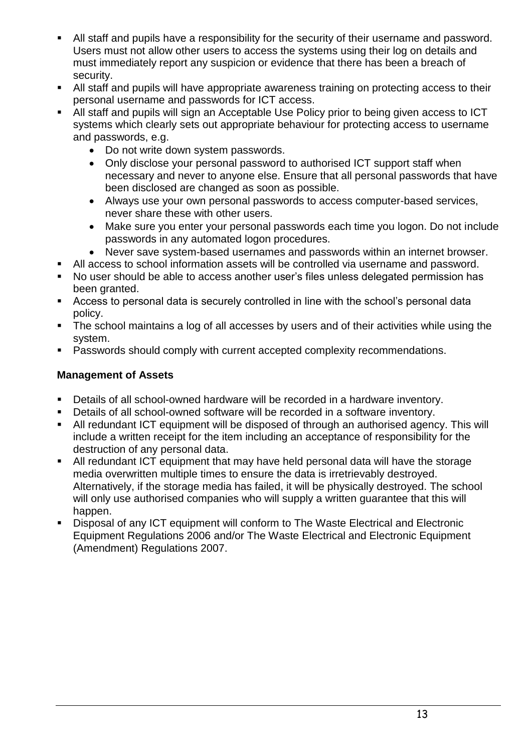- All staff and pupils have a responsibility for the security of their username and password. Users must not allow other users to access the systems using their log on details and must immediately report any suspicion or evidence that there has been a breach of security.
- All staff and pupils will have appropriate awareness training on protecting access to their personal username and passwords for ICT access.
- All staff and pupils will sign an Acceptable Use Policy prior to being given access to ICT systems which clearly sets out appropriate behaviour for protecting access to username and passwords, e.g.
  - Do not write down system passwords.
  - Only disclose your personal password to authorised ICT support staff when necessary and never to anyone else. Ensure that all personal passwords that have been disclosed are changed as soon as possible.
  - Always use your own personal passwords to access computer-based services, never share these with other users.
  - Make sure you enter your personal passwords each time you logon. Do not include passwords in any automated logon procedures.
  - Never save system-based usernames and passwords within an internet browser.
- All access to school information assets will be controlled via username and password.
- No user should be able to access another user's files unless delegated permission has been granted.
- Access to personal data is securely controlled in line with the school's personal data policy.
- The school maintains a log of all accesses by users and of their activities while using the system.
- Passwords should comply with current accepted complexity recommendations.

**Management of Assets**

- Details of all school-owned hardware will be recorded in a hardware inventory.
- Details of all school-owned software will be recorded in a software inventory.
- All redundant ICT equipment will be disposed of through an authorised agency. This will include a written receipt for the item including an acceptance of responsibility for the destruction of any personal data.
- All redundant ICT equipment that may have held personal data will have the storage media overwritten multiple times to ensure the data is irretrievably destroyed. Alternatively, if the storage media has failed, it will be physically destroyed. The school will only use authorised companies who will supply a written guarantee that this will happen.
- Disposal of any ICT equipment will conform to The Waste Electrical and Electronic Equipment Regulations 2006 and/or The Waste Electrical and Electronic Equipment (Amendment) Regulations 2007.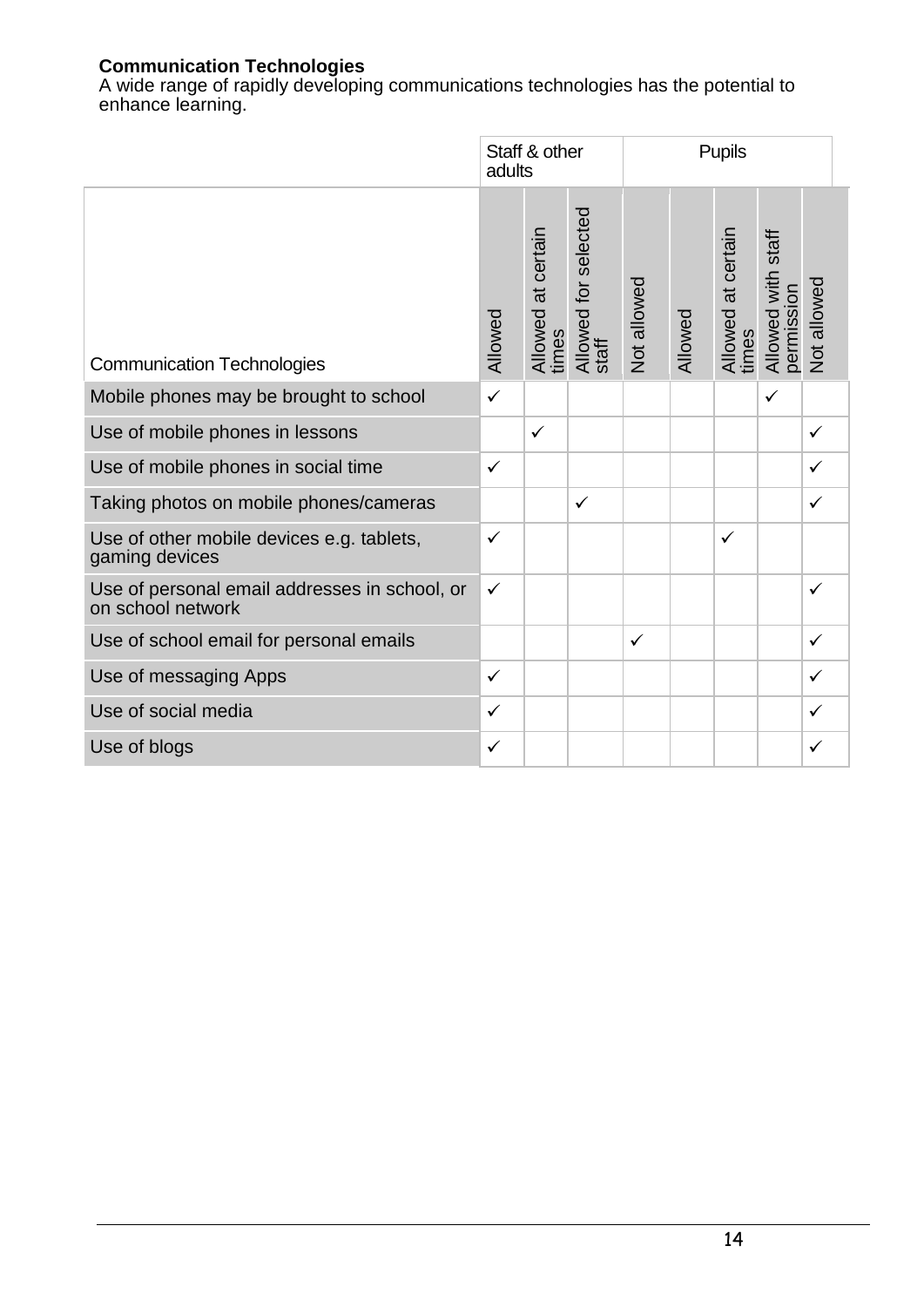**Communication Technologies**
A wide range of rapidly developing communications technologies has the potential to enhance learning.

| | Staff & other adults | | | | Pupils | | | |
|---|---|---|---|---|---|---|---|---|
| Communication Technologies | Allowed | Allowed at certain times | Allowed for selected staff | Not allowed | Allowed | Allowed at certain times | Allowed with staff permission | Not allowed |
| Mobile phones may be brought to school | ✓ | | | | | | ✓ | |
| Use of mobile phones in lessons | | ✓ | | | | | | ✓ |
| Use of mobile phones in social time | ✓ | | | | | | | ✓ |
| Taking photos on mobile phones/cameras | | | ✓ | | | | | ✓ |
| Use of other mobile devices e.g. tablets, gaming devices | ✓ | | | | | ✓ | | |
| Use of personal email addresses in school, or on school network | ✓ | | | | | | | ✓ |
| Use of school email for personal emails | | | | ✓ | | | | ✓ |
| Use of messaging Apps | ✓ | | | | | | | ✓ |
| Use of social media | ✓ | | | | | | | ✓ |
| Use of blogs | ✓ | | | | | | | ✓ |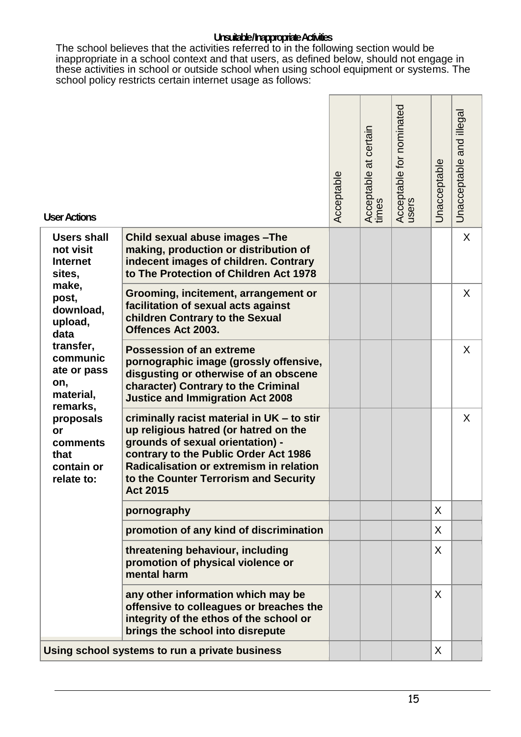### Unsuitable/Inappropriate Activities

The school believes that the activities referred to in the following section would be inappropriate in a school context and that users, as defined below, should not engage in these activities in school or outside school when using school equipment or systems. The school policy restricts certain internet usage as follows:

| User Actions | | Acceptable | Acceptable at certain times | Acceptable for nominated users | Unacceptable | Unacceptable and illegal |
|---|---|---|---|---|---|---|
| **Users shall not visit Internet sites, make, post, download, upload, data transfer, communicate or pass on, material, remarks, proposals or comments that contain or relate to:** | **Child sexual abuse images –The making, production or distribution of indecent images of children. Contrary to The Protection of Children Act 1978** | | | | | X |
| | **Grooming, incitement, arrangement or facilitation of sexual acts against children Contrary to the Sexual Offences Act 2003.** | | | | | X |
| | **Possession of an extreme pornographic image (grossly offensive, disgusting or otherwise of an obscene character) Contrary to the Criminal Justice and Immigration Act 2008** | | | | | X |
| | **criminally racist material in UK – to stir up religious hatred (or hatred on the grounds of sexual orientation) - contrary to the Public Order Act 1986 Radicalisation or extremism in relation to the Counter Terrorism and Security Act 2015** | | | | | X |
| | **pornography** | | | | X | |
| | **promotion of any kind of discrimination** | | | | X | |
| | **threatening behaviour, including promotion of physical violence or mental harm** | | | | X | |
| | **any other information which may be offensive to colleagues or breaches the integrity of the ethos of the school or brings the school into disrepute** | | | | X | |
| **Using school systems to run a private business** | | | | | X | |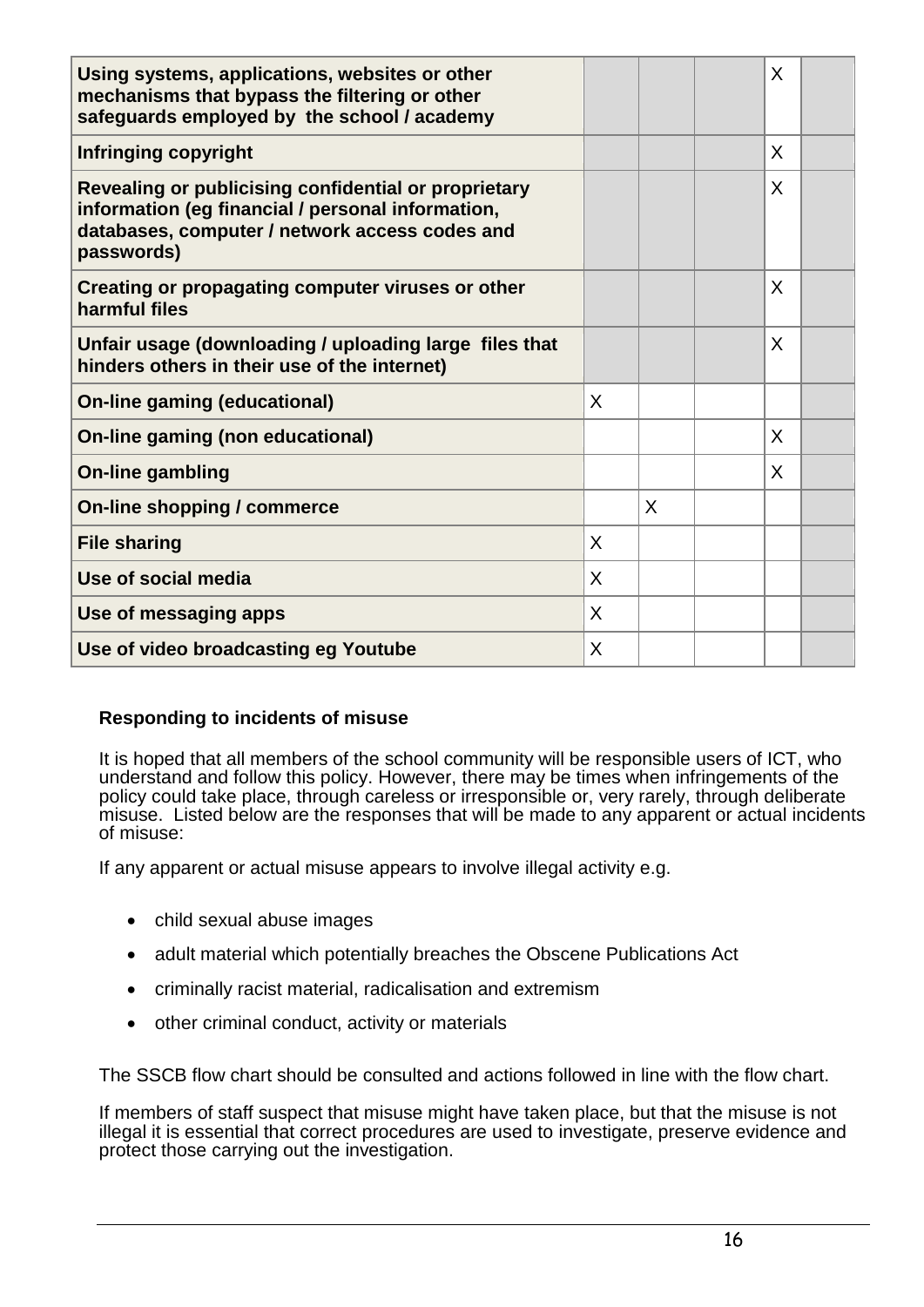| | | | | | |
|---|---|---|---|---|---|
| **Using systems, applications, websites or other mechanisms that bypass the filtering or other safeguards employed by the school / academy** | | | | X | |
| **Infringing copyright** | | | | X | |
| **Revealing or publicising confidential or proprietary information (eg financial / personal information, databases, computer / network access codes and passwords)** | | | | X | |
| **Creating or propagating computer viruses or other harmful files** | | | | X | |
| **Unfair usage (downloading / uploading large files that hinders others in their use of the internet)** | | | | X | |
| **On-line gaming (educational)** | X | | | | |
| **On-line gaming (non educational)** | | | | X | |
| **On-line gambling** | | | | X | |
| **On-line shopping / commerce** | | X | | | |
| **File sharing** | X | | | | |
| **Use of social media** | X | | | | |
| **Use of messaging apps** | X | | | | |
| **Use of video broadcasting eg Youtube** | X | | | | |

**Responding to incidents of misuse**

It is hoped that all members of the school community will be responsible users of ICT, who understand and follow this policy. However, there may be times when infringements of the policy could take place, through careless or irresponsible or, very rarely, through deliberate misuse. Listed below are the responses that will be made to any apparent or actual incidents of misuse:

If any apparent or actual misuse appears to involve illegal activity e.g.

- child sexual abuse images
- adult material which potentially breaches the Obscene Publications Act
- criminally racist material, radicalisation and extremism
- other criminal conduct, activity or materials

The SSCB flow chart should be consulted and actions followed in line with the flow chart.

If members of staff suspect that misuse might have taken place, but that the misuse is not illegal it is essential that correct procedures are used to investigate, preserve evidence and protect those carrying out the investigation.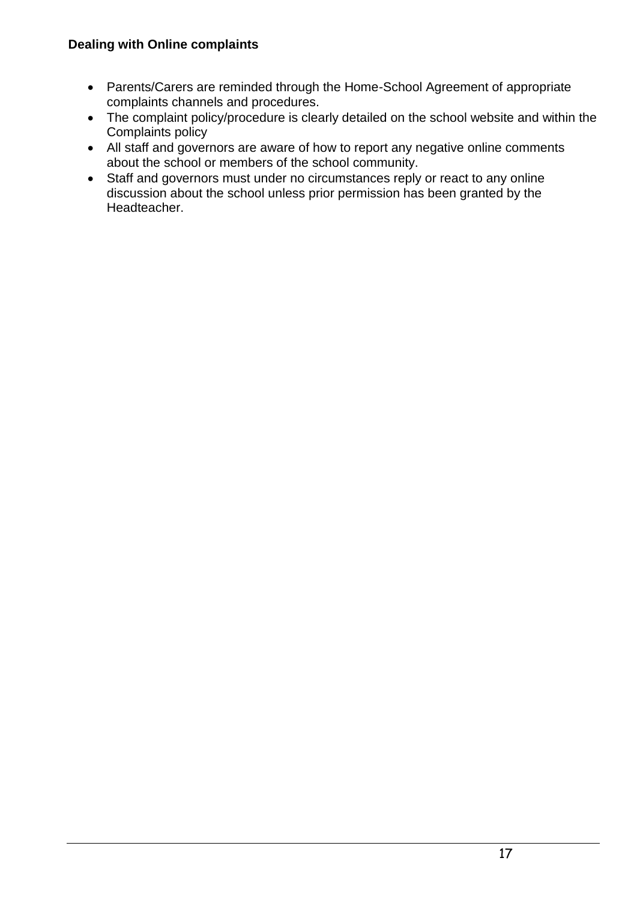**Dealing with Online complaints**

- Parents/Carers are reminded through the Home-School Agreement of appropriate complaints channels and procedures.
- The complaint policy/procedure is clearly detailed on the school website and within the Complaints policy
- All staff and governors are aware of how to report any negative online comments about the school or members of the school community.
- Staff and governors must under no circumstances reply or react to any online discussion about the school unless prior permission has been granted by the Headteacher.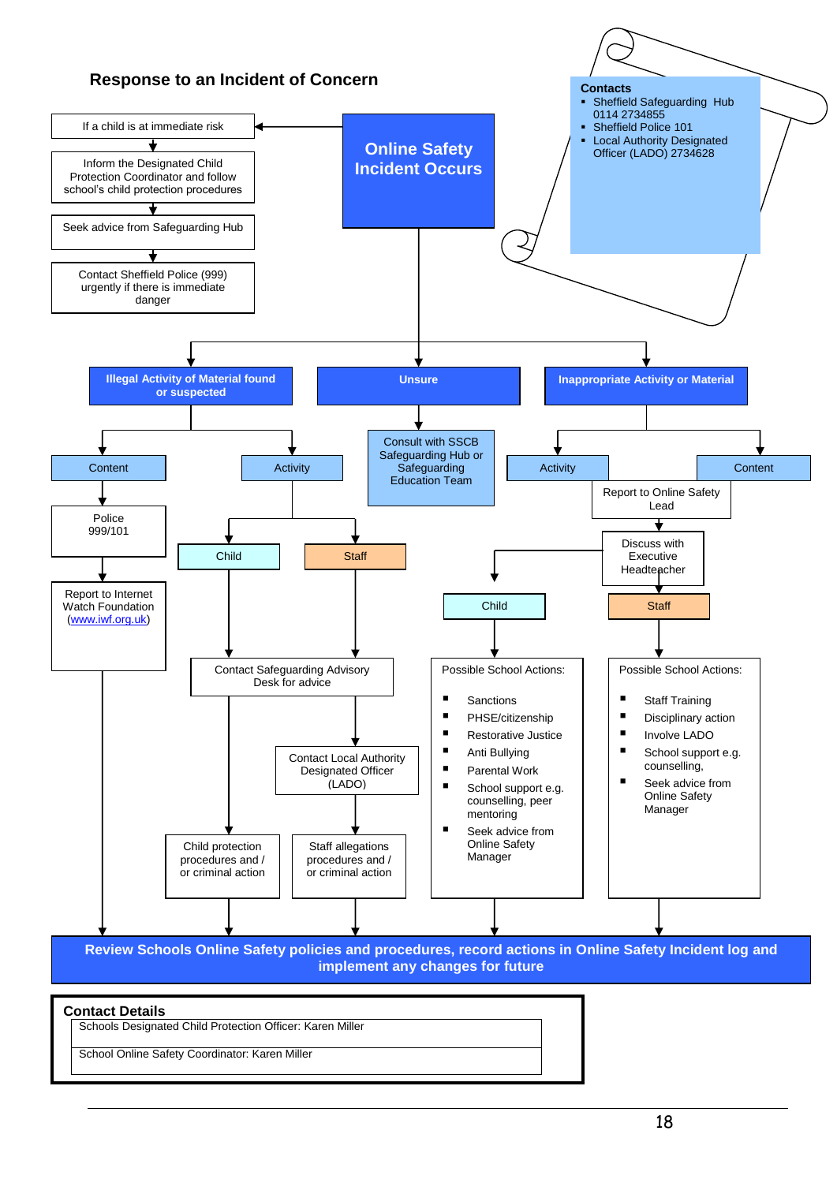## Response to an Incident of Concern

**Contacts**

- Sheffield Safeguarding Hub 0114 2734855
- Sheffield Police 101
- Local Authority Designated Officer (LADO) 2734628

**Online Safety Incident Occurs**

If a child is at immediate risk:

1. Inform the Designated Child Protection Coordinator and follow school's child protection procedures
2. Seek advice from Safeguarding Hub
3. Contact Sheffield Police (999) urgently if there is immediate danger

**Illegal Activity of Material found or suspected**

- Content
  - Police 999/101
  - Report to Internet Watch Foundation (www.iwf.org.uk)
- Activity
  - Child
    - Contact Safeguarding Advisory Desk for advice
    - Child protection procedures and / or criminal action
  - Staff
    - Contact Safeguarding Advisory Desk for advice
    - Contact Local Authority Designated Officer (LADO)
    - Staff allegations procedures and / or criminal action

**Unsure**

- Consult with SSCB Safeguarding Hub or Safeguarding Education Team

**Inappropriate Activity or Material**

- Activity / Content
  - Report to Online Safety Lead
  - Discuss with Executive Headteacher
  - Child
    - Possible School Actions:
      - Sanctions
      - PHSE/citizenship
      - Restorative Justice
      - Anti Bullying
      - Parental Work
      - School support e.g. counselling, peer mentoring
      - Seek advice from Online Safety Manager
  - Staff
    - Possible School Actions:
      - Staff Training
      - Disciplinary action
      - Involve LADO
      - School support e.g. counselling,
      - Seek advice from Online Safety Manager

**Review Schools Online Safety policies and procedures, record actions in Online Safety Incident log and implement any changes for future**

**Contact Details**

| |
|---|
| Schools Designated Child Protection Officer: Karen Miller |
| School Online Safety Coordinator: Karen Miller |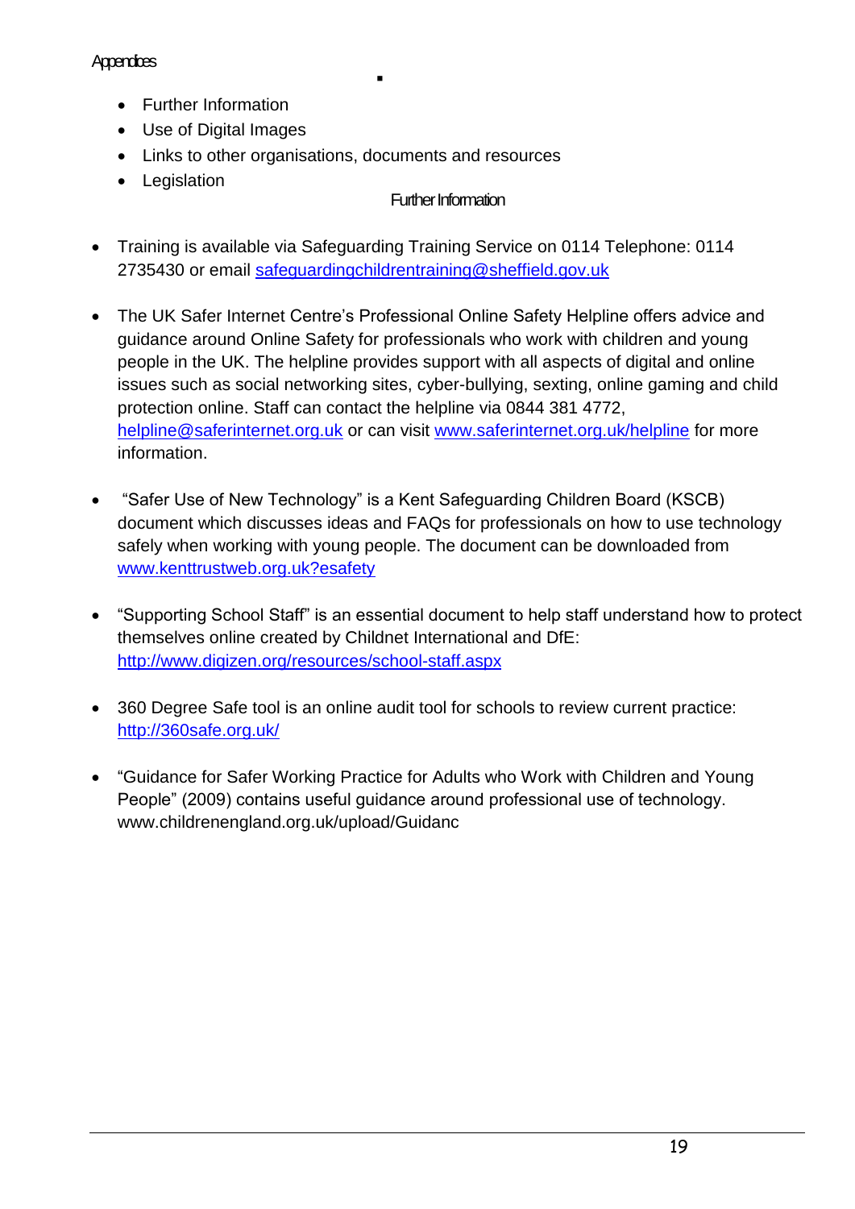Appendices

- Further Information
- Use of Digital Images
- Links to other organisations, documents and resources
- Legislation

## Further Information

- Training is available via Safeguarding Training Service on 0114 Telephone: 0114 2735430 or email safeguardingchildrentraining@sheffield.gov.uk

- The UK Safer Internet Centre's Professional Online Safety Helpline offers advice and guidance around Online Safety for professionals who work with children and young people in the UK. The helpline provides support with all aspects of digital and online issues such as social networking sites, cyber-bullying, sexting, online gaming and child protection online. Staff can contact the helpline via 0844 381 4772, helpline@saferinternet.org.uk or can visit www.saferinternet.org.uk/helpline for more information.

- "Safer Use of New Technology" is a Kent Safeguarding Children Board (KSCB) document which discusses ideas and FAQs for professionals on how to use technology safely when working with young people. The document can be downloaded from www.kenttrustweb.org.uk?esafety

- "Supporting School Staff" is an essential document to help staff understand how to protect themselves online created by Childnet International and DfE: http://www.digizen.org/resources/school-staff.aspx

- 360 Degree Safe tool is an online audit tool for schools to review current practice: http://360safe.org.uk/

- "Guidance for Safer Working Practice for Adults who Work with Children and Young People" (2009) contains useful guidance around professional use of technology. www.childrenengland.org.uk/upload/Guidanc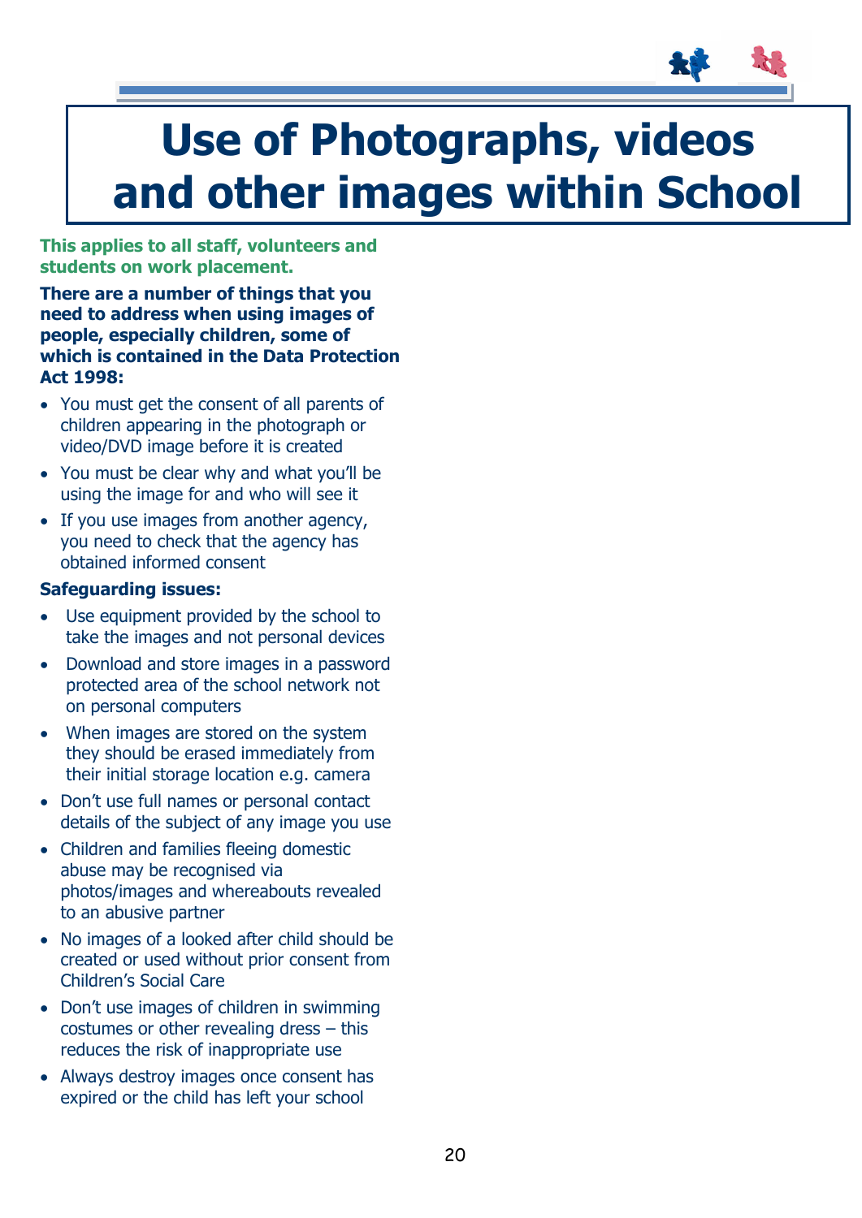# Use of Photographs, videos and other images within School

**This applies to all staff, volunteers and students on work placement.**

**There are a number of things that you need to address when using images of people, especially children, some of which is contained in the Data Protection Act 1998:**

- You must get the consent of all parents of children appearing in the photograph or video/DVD image before it is created
- You must be clear why and what you'll be using the image for and who will see it
- If you use images from another agency, you need to check that the agency has obtained informed consent

**Safeguarding issues:**

- Use equipment provided by the school to take the images and not personal devices
- Download and store images in a password protected area of the school network not on personal computers
- When images are stored on the system they should be erased immediately from their initial storage location e.g. camera
- Don't use full names or personal contact details of the subject of any image you use
- Children and families fleeing domestic abuse may be recognised via photos/images and whereabouts revealed to an abusive partner
- No images of a looked after child should be created or used without prior consent from Children's Social Care
- Don't use images of children in swimming costumes or other revealing dress – this reduces the risk of inappropriate use
- Always destroy images once consent has expired or the child has left your school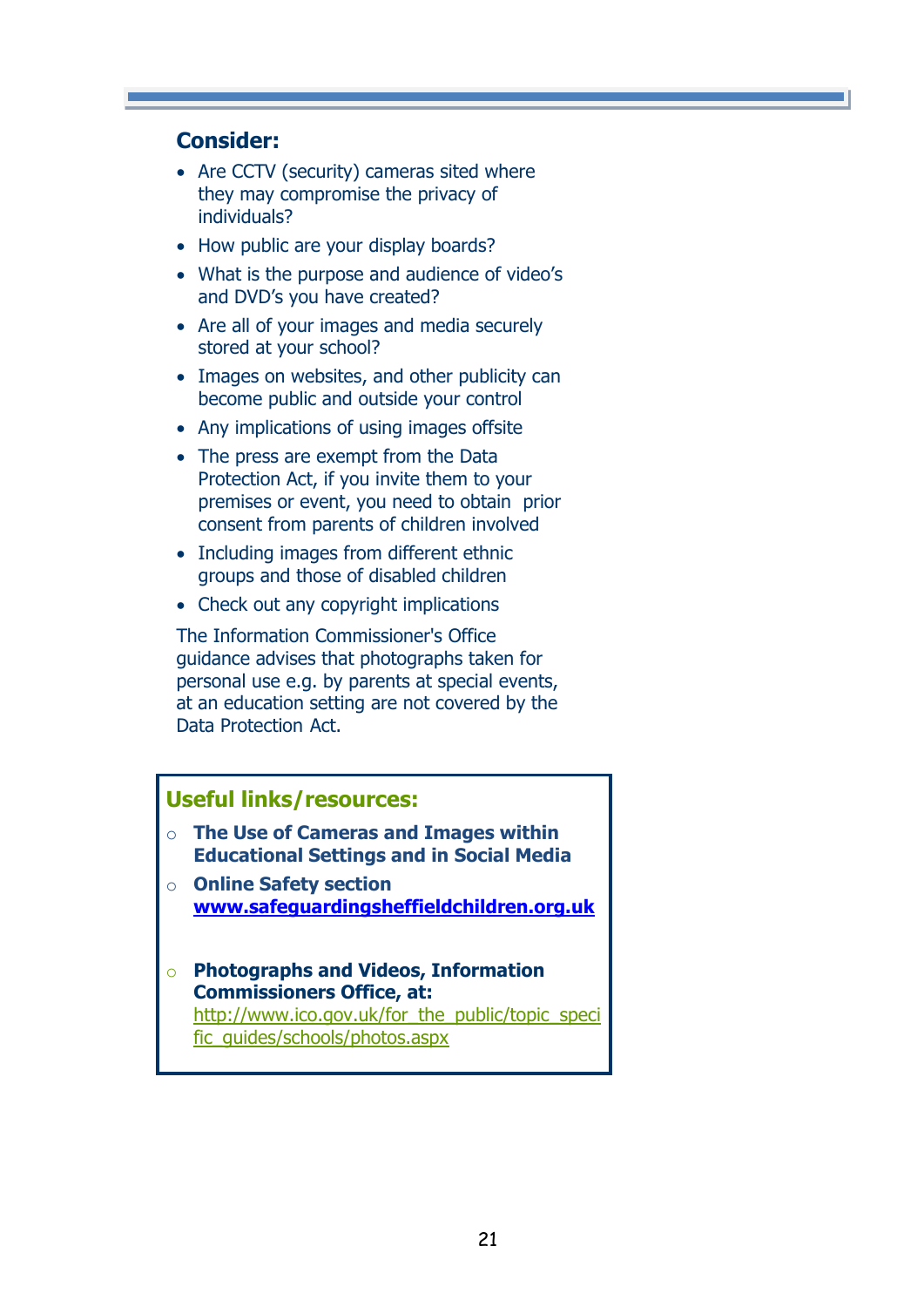## Consider:

- Are CCTV (security) cameras sited where they may compromise the privacy of individuals?
- How public are your display boards?
- What is the purpose and audience of video's and DVD's you have created?
- Are all of your images and media securely stored at your school?
- Images on websites, and other publicity can become public and outside your control
- Any implications of using images offsite
- The press are exempt from the Data Protection Act, if you invite them to your premises or event, you need to obtain prior consent from parents of children involved
- Including images from different ethnic groups and those of disabled children
- Check out any copyright implications

The Information Commissioner's Office guidance advises that photographs taken for personal use e.g. by parents at special events, at an education setting are not covered by the Data Protection Act.

### Useful links/resources:

- **The Use of Cameras and Images within Educational Settings and in Social Media**
- **Online Safety section** **[www.safeguardingsheffieldchildren.org.uk](http://www.safeguardingsheffieldchildren.org.uk)**
- **Photographs and Videos, Information Commissioners Office, at:** [http://www.ico.gov.uk/for_the_public/topic_specific_guides/schools/photos.aspx](http://www.ico.gov.uk/for_the_public/topic_specific_guides/schools/photos.aspx)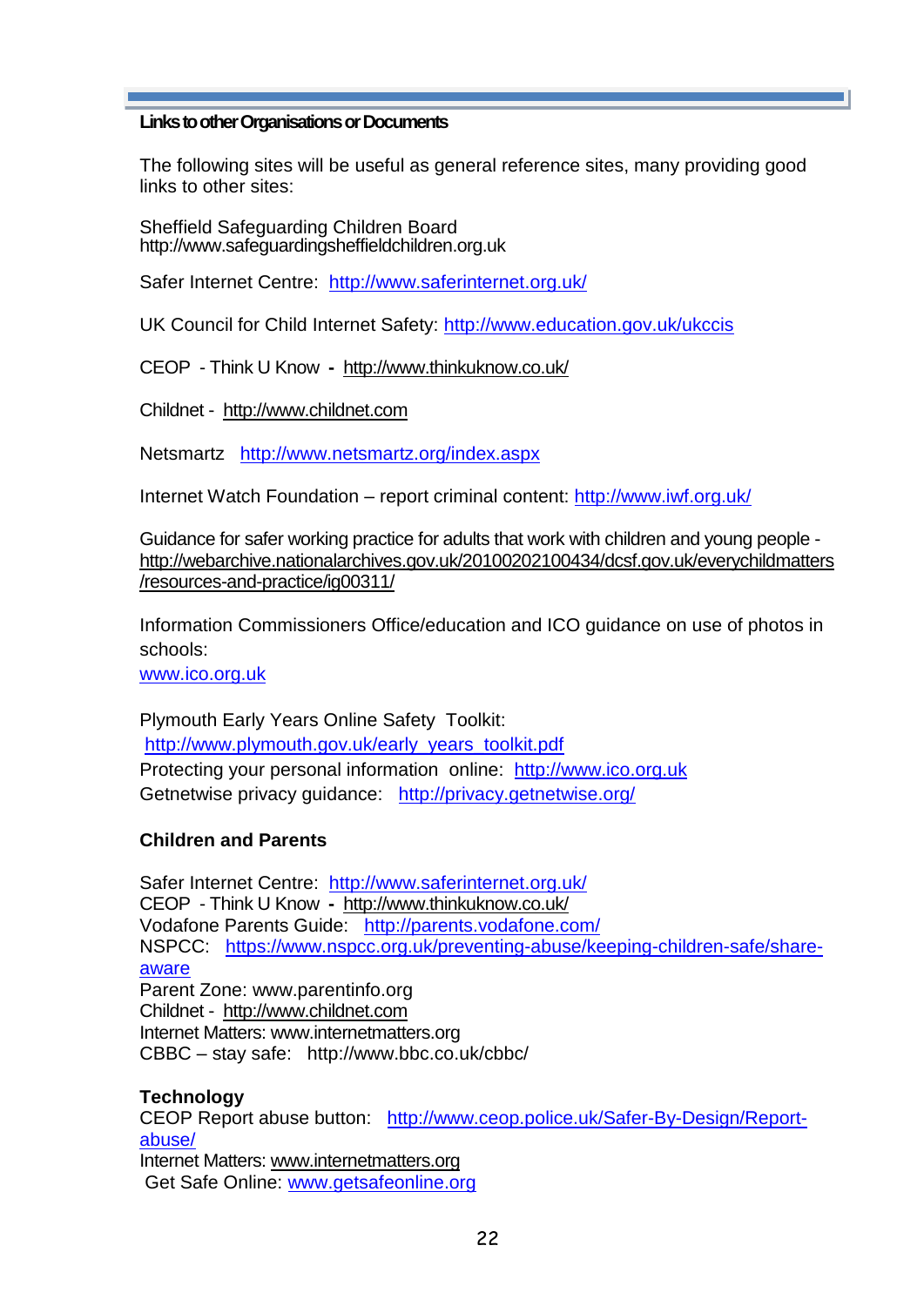**Links to other Organisations or Documents**

The following sites will be useful as general reference sites, many providing good links to other sites:

Sheffield Safeguarding Children Board
http://www.safeguardingsheffieldchildren.org.uk

Safer Internet Centre: http://www.saferinternet.org.uk/

UK Council for Child Internet Safety: http://www.education.gov.uk/ukccis

CEOP - Think U Know - http://www.thinkuknow.co.uk/

Childnet - http://www.childnet.com

Netsmartz http://www.netsmartz.org/index.aspx

Internet Watch Foundation – report criminal content: http://www.iwf.org.uk/

Guidance for safer working practice for adults that work with children and young people - http://webarchive.nationalarchives.gov.uk/20100202100434/dcsf.gov.uk/everychildmatters/resources-and-practice/ig00311/

Information Commissioners Office/education and ICO guidance on use of photos in schools:
www.ico.org.uk

Plymouth Early Years Online Safety Toolkit:
http://www.plymouth.gov.uk/early_years_toolkit.pdf
Protecting your personal information online: http://www.ico.org.uk
Getnetwise privacy guidance: http://privacy.getnetwise.org/

**Children and Parents**

Safer Internet Centre: http://www.saferinternet.org.uk/
CEOP - Think U Know - http://www.thinkuknow.co.uk/
Vodafone Parents Guide: http://parents.vodafone.com/
NSPCC: https://www.nspcc.org.uk/preventing-abuse/keeping-children-safe/share-aware
Parent Zone: www.parentinfo.org
Childnet - http://www.childnet.com
Internet Matters: www.internetmatters.org
CBBC – stay safe: http://www.bbc.co.uk/cbbc/

**Technology**
CEOP Report abuse button: http://www.ceop.police.uk/Safer-By-Design/Report-abuse/
Internet Matters: www.internetmatters.org
Get Safe Online: www.getsafeonline.org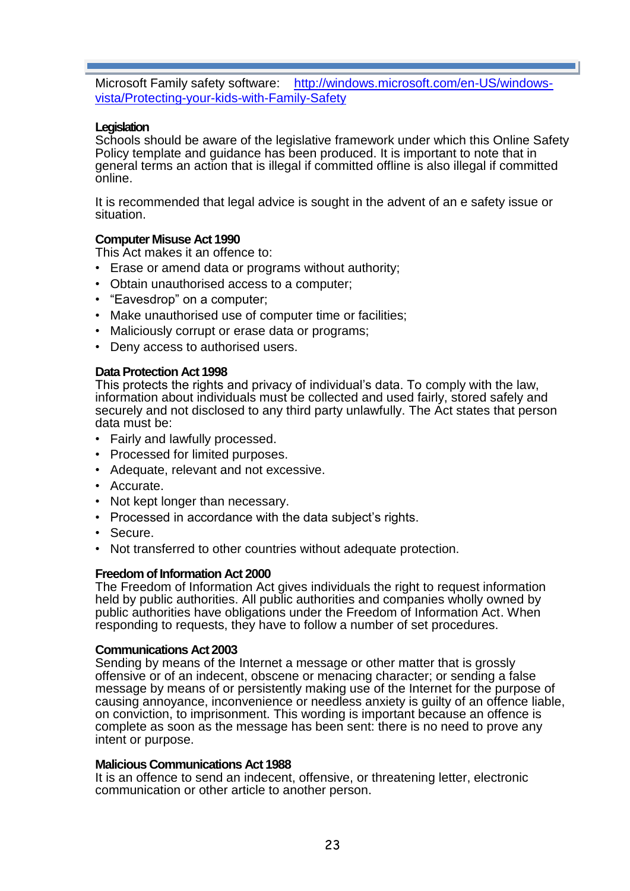Microsoft Family safety software: [http://windows.microsoft.com/en-US/windows-vista/Protecting-your-kids-with-Family-Safety](http://windows.microsoft.com/en-US/windows-vista/Protecting-your-kids-with-Family-Safety)

**Legislation**

Schools should be aware of the legislative framework under which this Online Safety Policy template and guidance has been produced. It is important to note that in general terms an action that is illegal if committed offline is also illegal if committed online.

It is recommended that legal advice is sought in the advent of an e safety issue or situation.

**Computer Misuse Act 1990**

This Act makes it an offence to:

- Erase or amend data or programs without authority;
- Obtain unauthorised access to a computer;
- "Eavesdrop" on a computer;
- Make unauthorised use of computer time or facilities;
- Maliciously corrupt or erase data or programs;
- Deny access to authorised users.

**Data Protection Act 1998**

This protects the rights and privacy of individual's data. To comply with the law, information about individuals must be collected and used fairly, stored safely and securely and not disclosed to any third party unlawfully. The Act states that person data must be:

- Fairly and lawfully processed.
- Processed for limited purposes.
- Adequate, relevant and not excessive.
- Accurate.
- Not kept longer than necessary.
- Processed in accordance with the data subject's rights.
- Secure.
- Not transferred to other countries without adequate protection.

**Freedom of Information Act 2000**

The Freedom of Information Act gives individuals the right to request information held by public authorities. All public authorities and companies wholly owned by public authorities have obligations under the Freedom of Information Act. When responding to requests, they have to follow a number of set procedures.

**Communications Act 2003**

Sending by means of the Internet a message or other matter that is grossly offensive or of an indecent, obscene or menacing character; or sending a false message by means of or persistently making use of the Internet for the purpose of causing annoyance, inconvenience or needless anxiety is guilty of an offence liable, on conviction, to imprisonment. This wording is important because an offence is complete as soon as the message has been sent: there is no need to prove any intent or purpose.

**Malicious Communications Act 1988**

It is an offence to send an indecent, offensive, or threatening letter, electronic communication or other article to another person.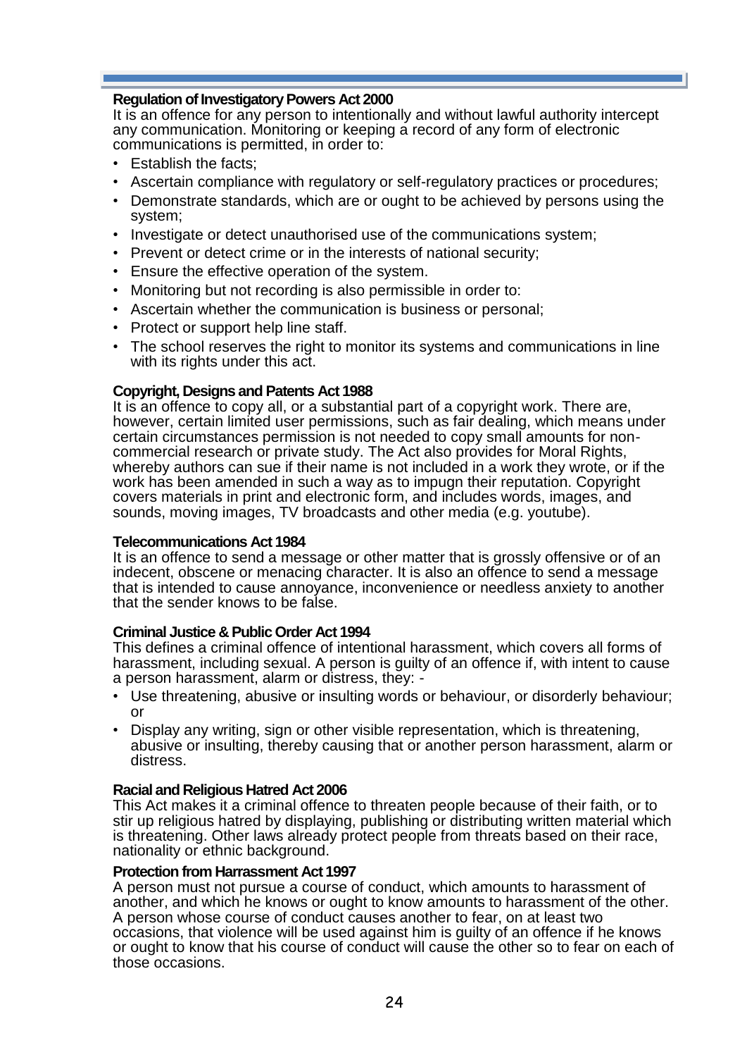### Regulation of Investigatory Powers Act 2000

It is an offence for any person to intentionally and without lawful authority intercept any communication. Monitoring or keeping a record of any form of electronic communications is permitted, in order to:

- Establish the facts;
- Ascertain compliance with regulatory or self-regulatory practices or procedures;
- Demonstrate standards, which are or ought to be achieved by persons using the system;
- Investigate or detect unauthorised use of the communications system;
- Prevent or detect crime or in the interests of national security;
- Ensure the effective operation of the system.
- Monitoring but not recording is also permissible in order to:
- Ascertain whether the communication is business or personal;
- Protect or support help line staff.
- The school reserves the right to monitor its systems and communications in line with its rights under this act.

### Copyright, Designs and Patents Act 1988

It is an offence to copy all, or a substantial part of a copyright work. There are, however, certain limited user permissions, such as fair dealing, which means under certain circumstances permission is not needed to copy small amounts for non-commercial research or private study. The Act also provides for Moral Rights, whereby authors can sue if their name is not included in a work they wrote, or if the work has been amended in such a way as to impugn their reputation. Copyright covers materials in print and electronic form, and includes words, images, and sounds, moving images, TV broadcasts and other media (e.g. youtube).

### Telecommunications Act 1984

It is an offence to send a message or other matter that is grossly offensive or of an indecent, obscene or menacing character. It is also an offence to send a message that is intended to cause annoyance, inconvenience or needless anxiety to another that the sender knows to be false.

### Criminal Justice & Public Order Act 1994

This defines a criminal offence of intentional harassment, which covers all forms of harassment, including sexual. A person is guilty of an offence if, with intent to cause a person harassment, alarm or distress, they: -

- Use threatening, abusive or insulting words or behaviour, or disorderly behaviour; or
- Display any writing, sign or other visible representation, which is threatening, abusive or insulting, thereby causing that or another person harassment, alarm or distress.

### Racial and Religious Hatred Act 2006

This Act makes it a criminal offence to threaten people because of their faith, or to stir up religious hatred by displaying, publishing or distributing written material which is threatening. Other laws already protect people from threats based on their race, nationality or ethnic background.

### Protection from Harrassment Act 1997

A person must not pursue a course of conduct, which amounts to harassment of another, and which he knows or ought to know amounts to harassment of the other. A person whose course of conduct causes another to fear, on at least two occasions, that violence will be used against him is guilty of an offence if he knows or ought to know that his course of conduct will cause the other so to fear on each of those occasions.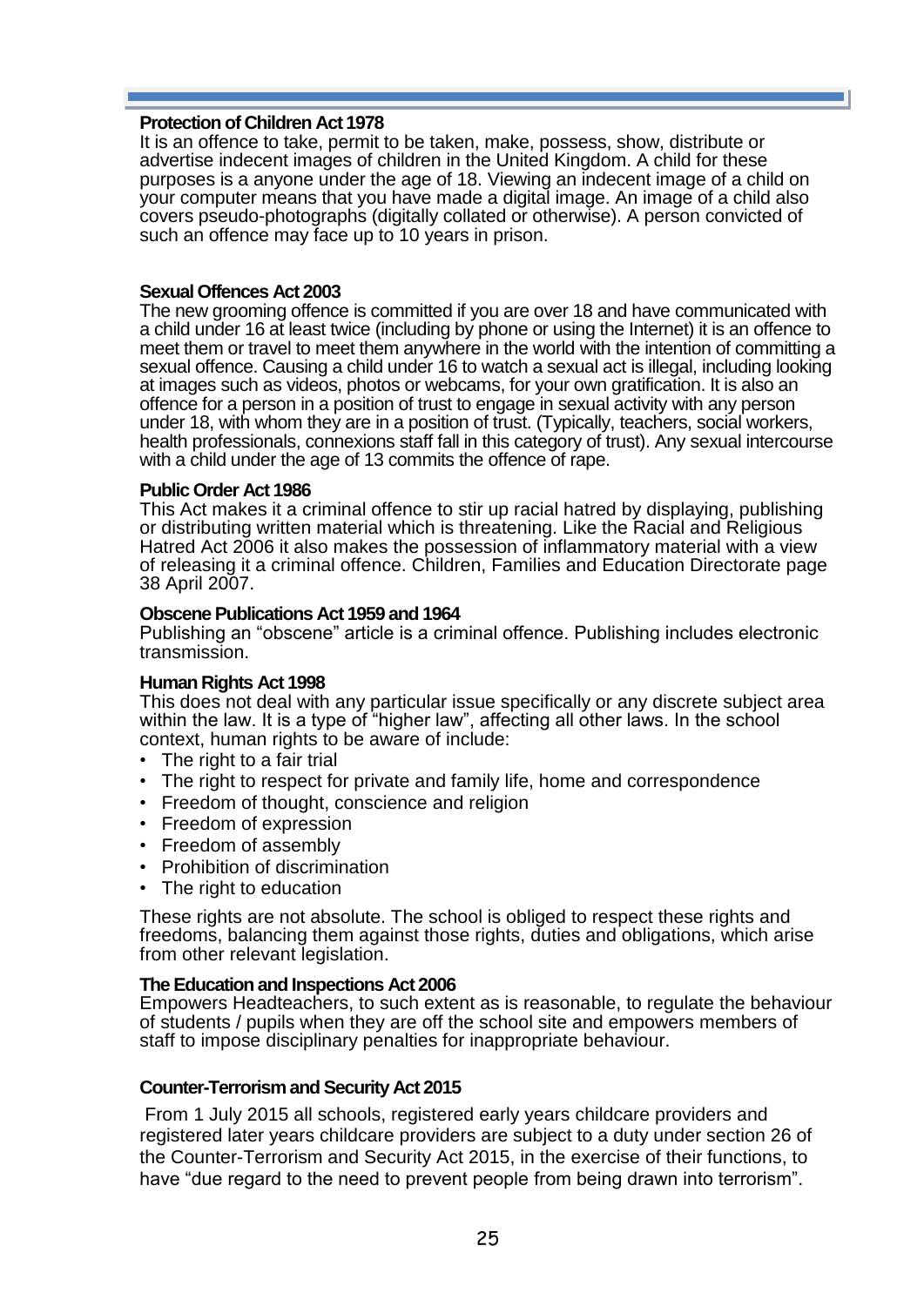**Protection of Children Act 1978**

It is an offence to take, permit to be taken, make, possess, show, distribute or advertise indecent images of children in the United Kingdom. A child for these purposes is a anyone under the age of 18. Viewing an indecent image of a child on your computer means that you have made a digital image. An image of a child also covers pseudo-photographs (digitally collated or otherwise). A person convicted of such an offence may face up to 10 years in prison.

**Sexual Offences Act 2003**

The new grooming offence is committed if you are over 18 and have communicated with a child under 16 at least twice (including by phone or using the Internet) it is an offence to meet them or travel to meet them anywhere in the world with the intention of committing a sexual offence. Causing a child under 16 to watch a sexual act is illegal, including looking at images such as videos, photos or webcams, for your own gratification. It is also an offence for a person in a position of trust to engage in sexual activity with any person under 18, with whom they are in a position of trust. (Typically, teachers, social workers, health professionals, connexions staff fall in this category of trust). Any sexual intercourse with a child under the age of 13 commits the offence of rape.

**Public Order Act 1986**

This Act makes it a criminal offence to stir up racial hatred by displaying, publishing or distributing written material which is threatening. Like the Racial and Religious Hatred Act 2006 it also makes the possession of inflammatory material with a view of releasing it a criminal offence. Children, Families and Education Directorate page 38 April 2007.

**Obscene Publications Act 1959 and 1964**

Publishing an "obscene" article is a criminal offence. Publishing includes electronic transmission.

**Human Rights Act 1998**

This does not deal with any particular issue specifically or any discrete subject area within the law. It is a type of "higher law", affecting all other laws. In the school context, human rights to be aware of include:

- The right to a fair trial
- The right to respect for private and family life, home and correspondence
- Freedom of thought, conscience and religion
- Freedom of expression
- Freedom of assembly
- Prohibition of discrimination
- The right to education

These rights are not absolute. The school is obliged to respect these rights and freedoms, balancing them against those rights, duties and obligations, which arise from other relevant legislation.

**The Education and Inspections Act 2006**

Empowers Headteachers, to such extent as is reasonable, to regulate the behaviour of students / pupils when they are off the school site and empowers members of staff to impose disciplinary penalties for inappropriate behaviour.

**Counter-Terrorism and Security Act 2015**

From 1 July 2015 all schools, registered early years childcare providers and registered later years childcare providers are subject to a duty under section 26 of the Counter-Terrorism and Security Act 2015, in the exercise of their functions, to have "due regard to the need to prevent people from being drawn into terrorism".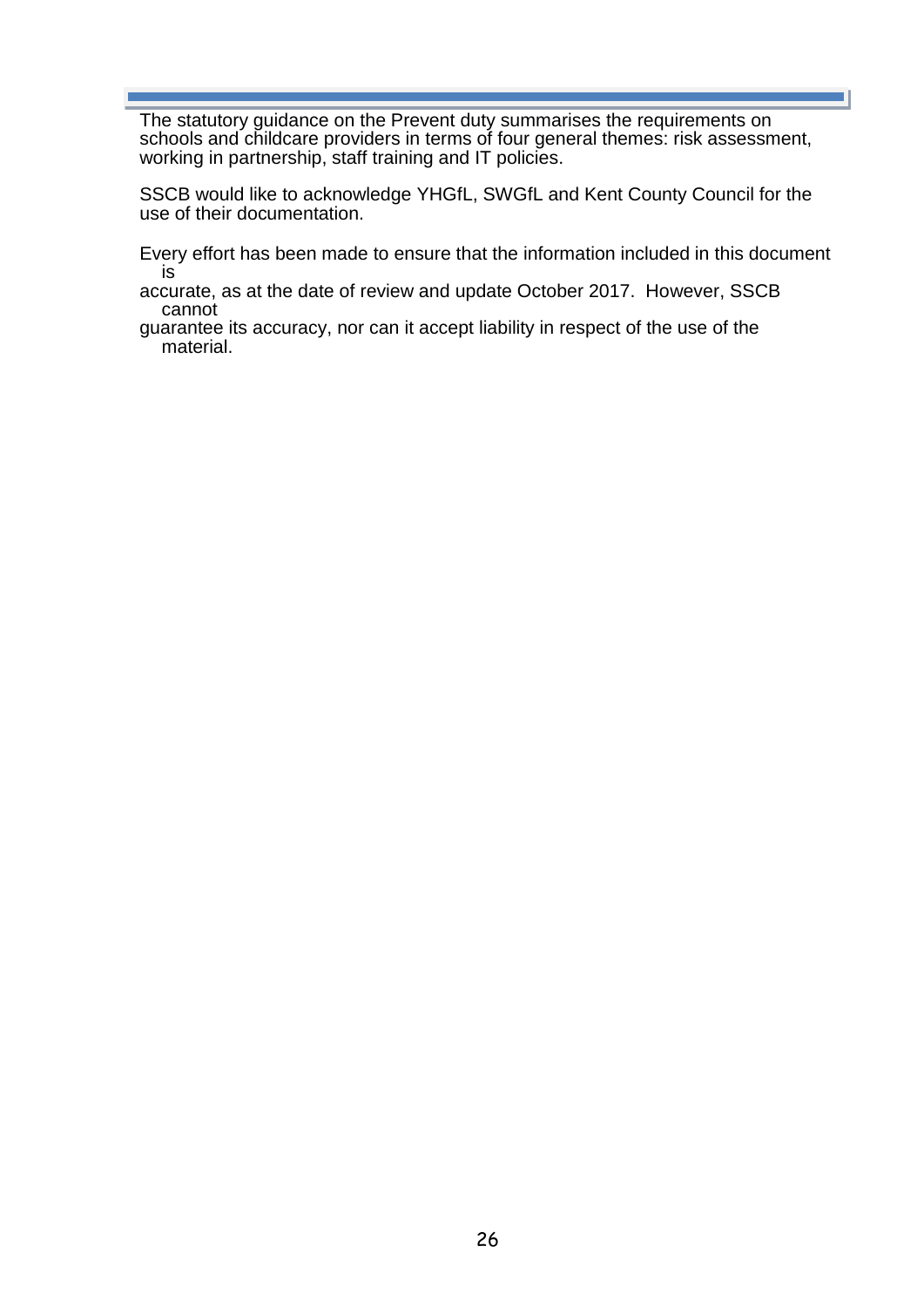The statutory guidance on the Prevent duty summarises the requirements on schools and childcare providers in terms of four general themes: risk assessment, working in partnership, staff training and IT policies.

SSCB would like to acknowledge YHGfL, SWGfL and Kent County Council for the use of their documentation.

Every effort has been made to ensure that the information included in this document is accurate, as at the date of review and update October 2017. However, SSCB cannot guarantee its accuracy, nor can it accept liability in respect of the use of the material.